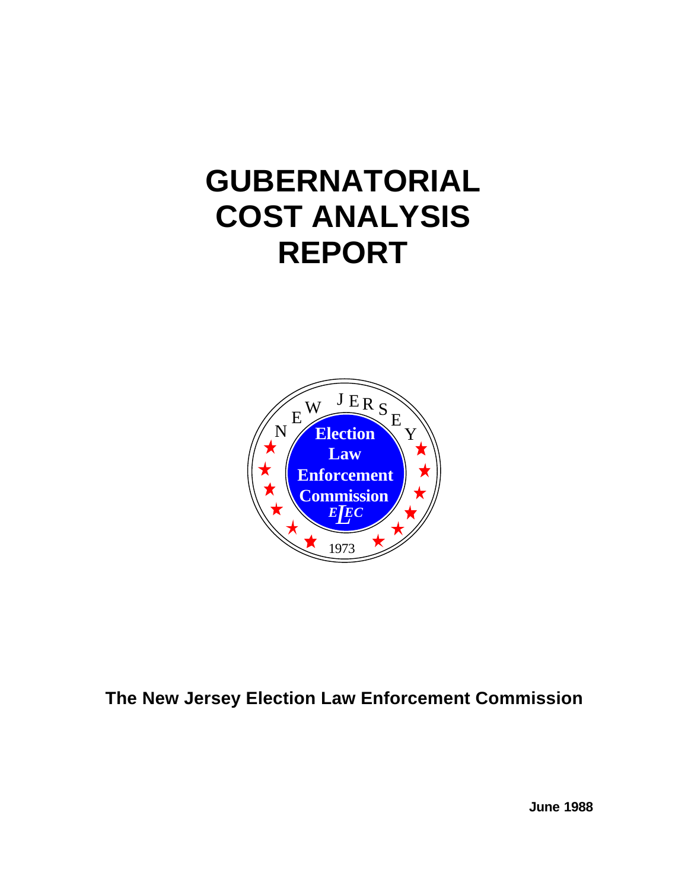# GUBERNATORIAL COST ANALYSIS REPORT

NEW JERSEY

Election Law Enforcement Commission

ELEC

1973

**The New Jersey Election Law Enforcement Commission**

**June 1988**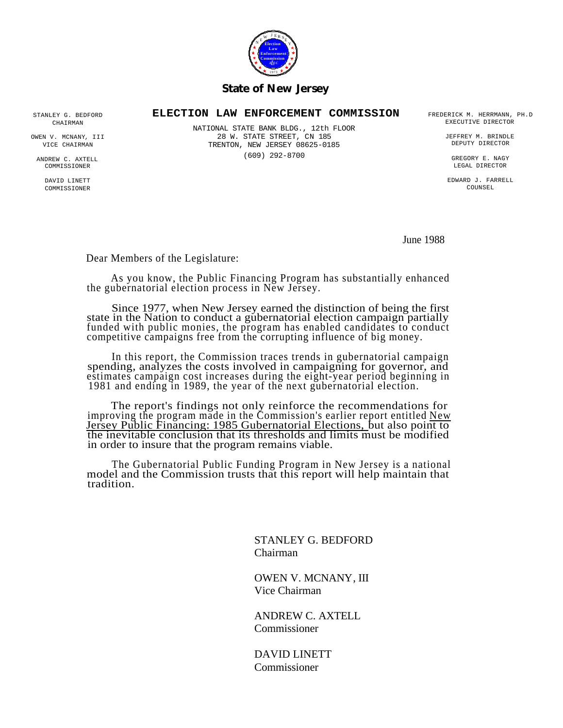**State of New Jersey**

**ELECTION LAW ENFORCEMENT COMMISSION**

NATIONAL STATE BANK BLDG., 12th FLOOR
28 W. STATE STREET, CN 185
TRENTON, NEW JERSEY 08625-0185
(609) 292-8700

STANLEY G. BEDFORD
CHAIRMAN

OWEN V. MCNANY, III
VICE CHAIRMAN

ANDREW C. AXTELL
COMMISSIONER

DAVID LINETT
COMMISSIONER

FREDERICK M. HERRMANN, PH.D
EXECUTIVE DIRECTOR

JEFFREY M. BRINDLE
DEPUTY DIRECTOR

GREGORY E. NAGY
LEGAL DIRECTOR

EDWARD J. FARRELL
COUNSEL

June 1988

Dear Members of the Legislature:

As you know, the Public Financing Program has substantially enhanced the gubernatorial election process in New Jersey.

Since 1977, when New Jersey earned the distinction of being the first state in the Nation to conduct a gubernatorial election campaign partially funded with public monies, the program has enabled candidates to conduct competitive campaigns free from the corrupting influence of big money.

In this report, the Commission traces trends in gubernatorial campaign spending, analyzes the costs involved in campaigning for governor, and estimates campaign cost increases during the eight-year period beginning in 1981 and ending in 1989, the year of the next gubernatorial election.

The report's findings not only reinforce the recommendations for improving the program made in the Commission's earlier report entitled New Jersey Public Financing: 1985 Gubernatorial Elections, but also point to the inevitable conclusion that its thresholds and limits must be modified in order to insure that the program remains viable.

The Gubernatorial Public Funding Program in New Jersey is a national model and the Commission trusts that this report will help maintain that tradition.

STANLEY G. BEDFORD
Chairman

OWEN V. MCNANY, III
Vice Chairman

ANDREW C. AXTELL
Commissioner

DAVID LINETT
Commissioner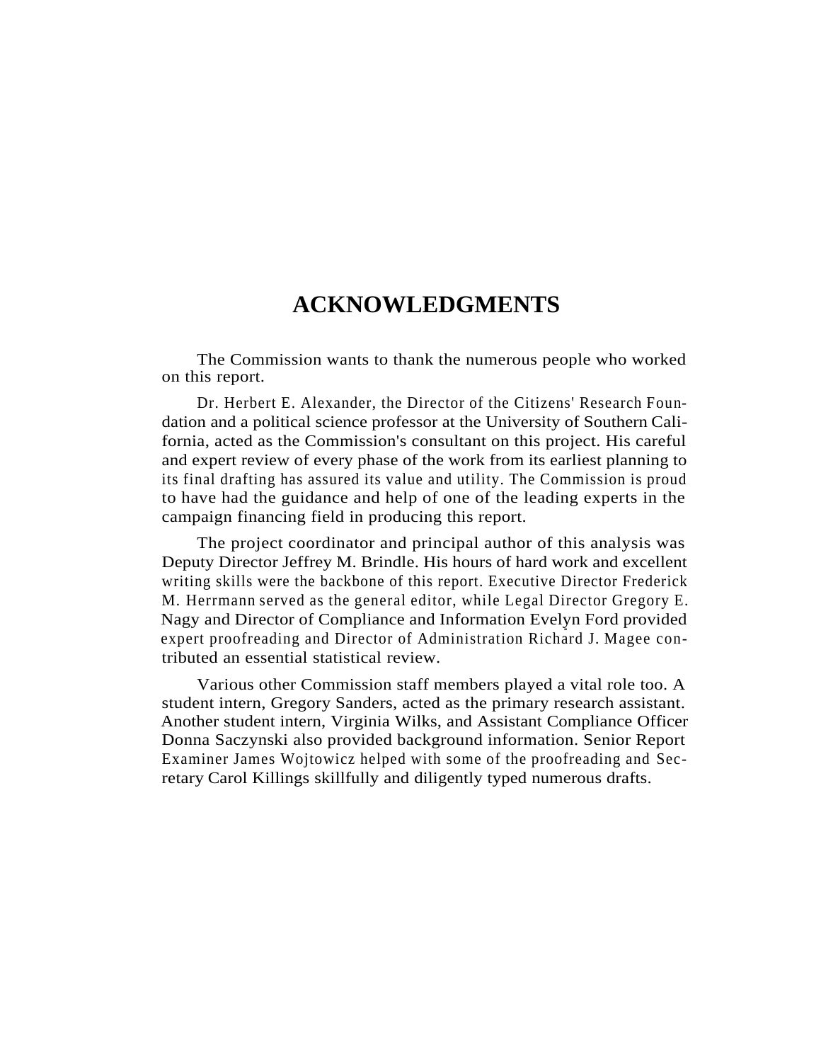# ACKNOWLEDGMENTS

The Commission wants to thank the numerous people who worked on this report.

Dr. Herbert E. Alexander, the Director of the Citizens' Research Foundation and a political science professor at the University of Southern California, acted as the Commission's consultant on this project. His careful and expert review of every phase of the work from its earliest planning to its final drafting has assured its value and utility. The Commission is proud to have had the guidance and help of one of the leading experts in the campaign financing field in producing this report.

The project coordinator and principal author of this analysis was Deputy Director Jeffrey M. Brindle. His hours of hard work and excellent writing skills were the backbone of this report. Executive Director Frederick M. Herrmann served as the general editor, while Legal Director Gregory E. Nagy and Director of Compliance and Information Evelyn Ford provided expert proofreading and Director of Administration Richard J. Magee contributed an essential statistical review.

Various other Commission staff members played a vital role too. A student intern, Gregory Sanders, acted as the primary research assistant. Another student intern, Virginia Wilks, and Assistant Compliance Officer Donna Saczynski also provided background information. Senior Report Examiner James Wojtowicz helped with some of the proofreading and Secretary Carol Killings skillfully and diligently typed numerous drafts.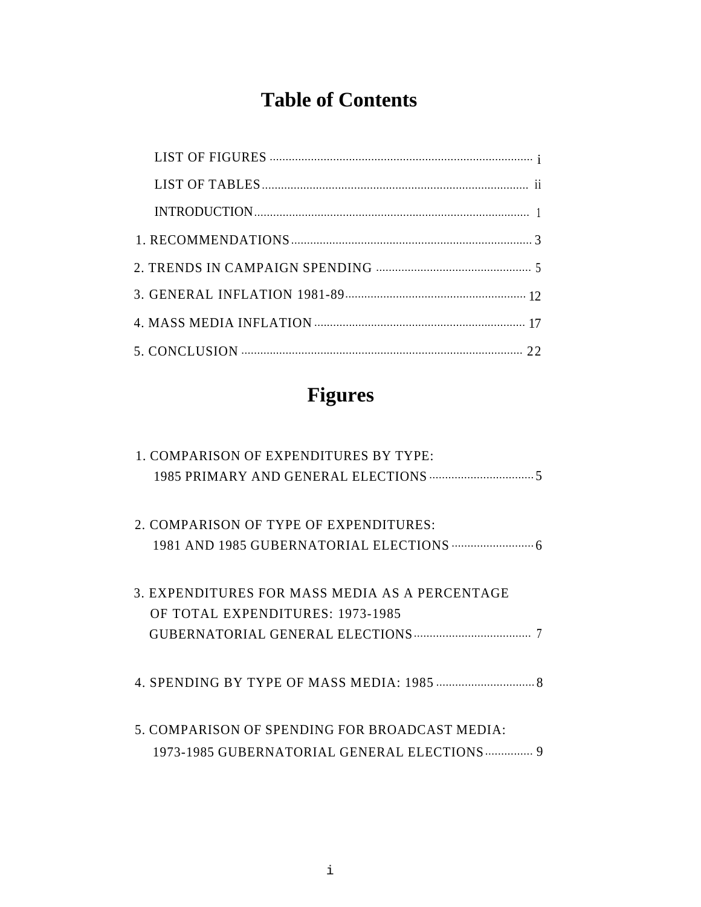# Table of Contents

| | |
|---|---|
| LIST OF FIGURES | i |
| LIST OF TABLES | ii |
| INTRODUCTION | 1 |
| 1. RECOMMENDATIONS | 3 |
| 2. TRENDS IN CAMPAIGN SPENDING | 5 |
| 3. GENERAL INFLATION 1981-89 | 12 |
| 4. MASS MEDIA INFLATION | 17 |
| 5. CONCLUSION | 22 |

# Figures

| | |
|---|---|
| 1. COMPARISON OF EXPENDITURES BY TYPE: 1985 PRIMARY AND GENERAL ELECTIONS | 5 |
| 2. COMPARISON OF TYPE OF EXPENDITURES: 1981 AND 1985 GUBERNATORIAL ELECTIONS | 6 |
| 3. EXPENDITURES FOR MASS MEDIA AS A PERCENTAGE OF TOTAL EXPENDITURES: 1973-1985 GUBERNATORIAL GENERAL ELECTIONS | 7 |
| 4. SPENDING BY TYPE OF MASS MEDIA: 1985 | 8 |
| 5. COMPARISON OF SPENDING FOR BROADCAST MEDIA: 1973-1985 GUBERNATORIAL GENERAL ELECTIONS | 9 |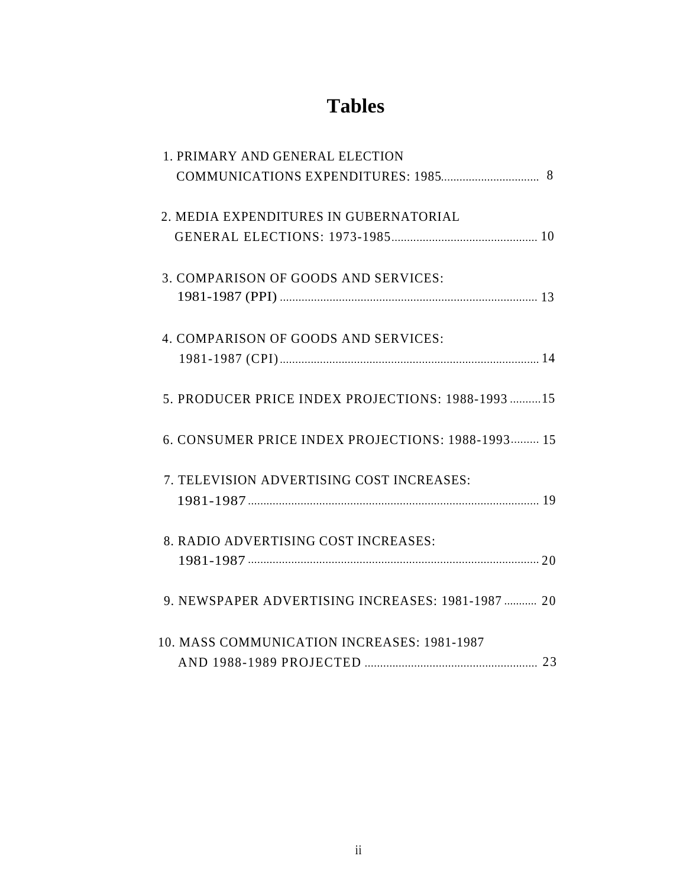# Tables

1. PRIMARY AND GENERAL ELECTION COMMUNICATIONS EXPENDITURES: 1985 ................................ 8

2. MEDIA EXPENDITURES IN GUBERNATORIAL GENERAL ELECTIONS: 1973-1985 ............................................... 10

3. COMPARISON OF GOODS AND SERVICES: 1981-1987 (PPI) ................................................................................... 13

4. COMPARISON OF GOODS AND SERVICES: 1981-1987 (CPI) ................................................................................... 14

5. PRODUCER PRICE INDEX PROJECTIONS: 1988-1993 .......... 15

6. CONSUMER PRICE INDEX PROJECTIONS: 1988-1993 ......... 15

7. TELEVISION ADVERTISING COST INCREASES: 1981-1987 ............................................................................................. 19

8. RADIO ADVERTISING COST INCREASES: 1981-1987 ............................................................................................. 20

9. NEWSPAPER ADVERTISING INCREASES: 1981-1987 ........... 20

10. MASS COMMUNICATION INCREASES: 1981-1987 AND 1988-1989 PROJECTED ........................................................ 23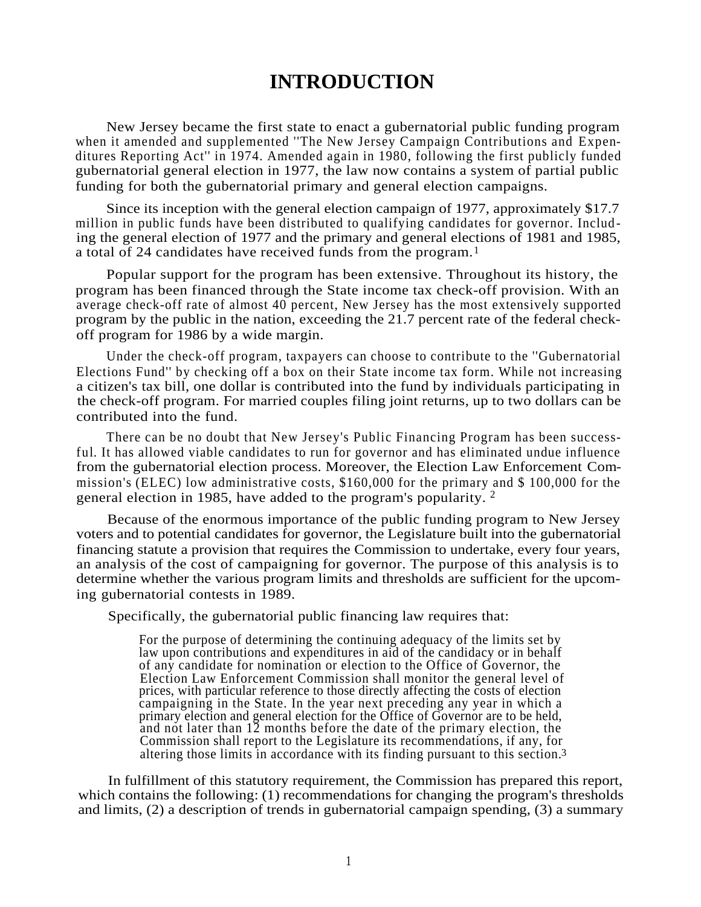# INTRODUCTION

New Jersey became the first state to enact a gubernatorial public funding program when it amended and supplemented "The New Jersey Campaign Contributions and Expenditures Reporting Act" in 1974. Amended again in 1980, following the first publicly funded gubernatorial general election in 1977, the law now contains a system of partial public funding for both the gubernatorial primary and general election campaigns.

Since its inception with the general election campaign of 1977, approximately $17.7 million in public funds have been distributed to qualifying candidates for governor. Including the general election of 1977 and the primary and general elections of 1981 and 1985, a total of 24 candidates have received funds from the program.[1]

Popular support for the program has been extensive. Throughout its history, the program has been financed through the State income tax check-off provision. With an average check-off rate of almost 40 percent, New Jersey has the most extensively supported program by the public in the nation, exceeding the 21.7 percent rate of the federal check-off program for 1986 by a wide margin.

Under the check-off program, taxpayers can choose to contribute to the "Gubernatorial Elections Fund" by checking off a box on their State income tax form. While not increasing a citizen's tax bill, one dollar is contributed into the fund by individuals participating in the check-off program. For married couples filing joint returns, up to two dollars can be contributed into the fund.

There can be no doubt that New Jersey's Public Financing Program has been successful. It has allowed viable candidates to run for governor and has eliminated undue influence from the gubernatorial election process. Moreover, the Election Law Enforcement Commission's (ELEC) low administrative costs, $160,000 for the primary and $ 100,000 for the general election in 1985, have added to the program's popularity.[2]

Because of the enormous importance of the public funding program to New Jersey voters and to potential candidates for governor, the Legislature built into the gubernatorial financing statute a provision that requires the Commission to undertake, every four years, an analysis of the cost of campaigning for governor. The purpose of this analysis is to determine whether the various program limits and thresholds are sufficient for the upcoming gubernatorial contests in 1989.

Specifically, the gubernatorial public financing law requires that:

> For the purpose of determining the continuing adequacy of the limits set by law upon contributions and expenditures in aid of the candidacy or in behalf of any candidate for nomination or election to the Office of Governor, the Election Law Enforcement Commission shall monitor the general level of prices, with particular reference to those directly affecting the costs of election campaigning in the State. In the year next preceding any year in which a primary election and general election for the Office of Governor are to be held, and not later than 12 months before the date of the primary election, the Commission shall report to the Legislature its recommendations, if any, for altering those limits in accordance with its finding pursuant to this section.[3]

In fulfillment of this statutory requirement, the Commission has prepared this report, which contains the following: (1) recommendations for changing the program's thresholds and limits, (2) a description of trends in gubernatorial campaign spending, (3) a summary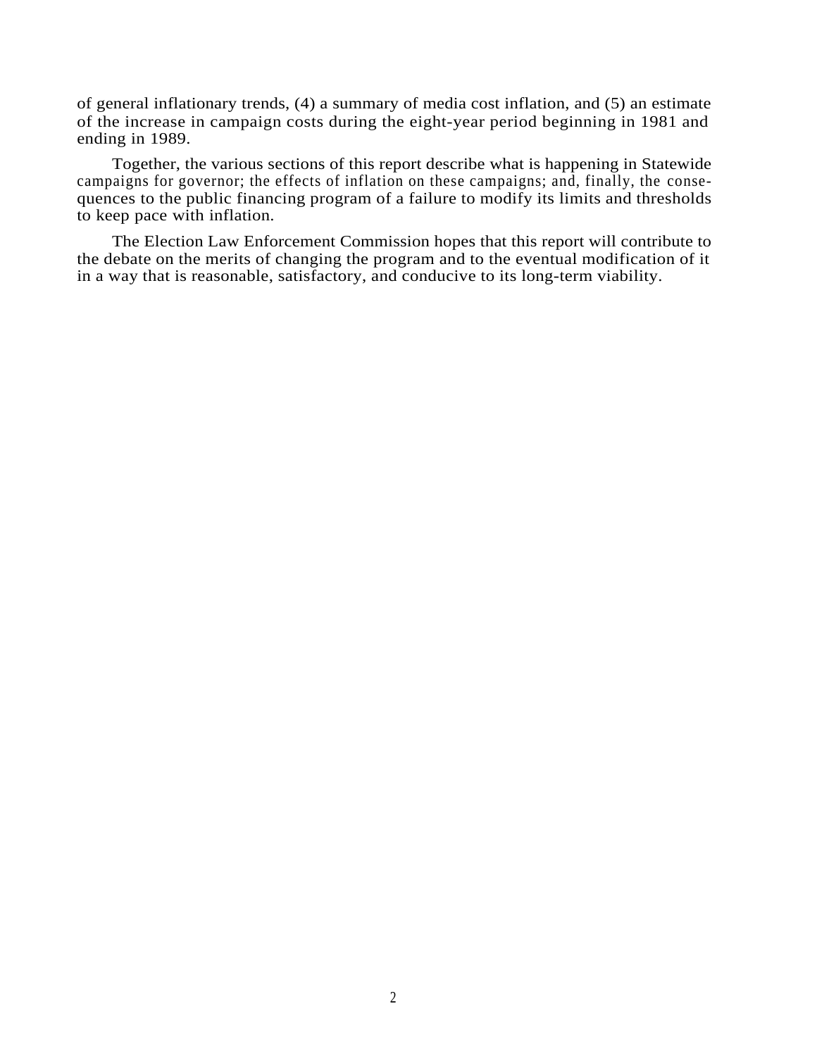of general inflationary trends, (4) a summary of media cost inflation, and (5) an estimate of the increase in campaign costs during the eight-year period beginning in 1981 and ending in 1989.

Together, the various sections of this report describe what is happening in Statewide campaigns for governor; the effects of inflation on these campaigns; and, finally, the consequences to the public financing program of a failure to modify its limits and thresholds to keep pace with inflation.

The Election Law Enforcement Commission hopes that this report will contribute to the debate on the merits of changing the program and to the eventual modification of it in a way that is reasonable, satisfactory, and conducive to its long-term viability.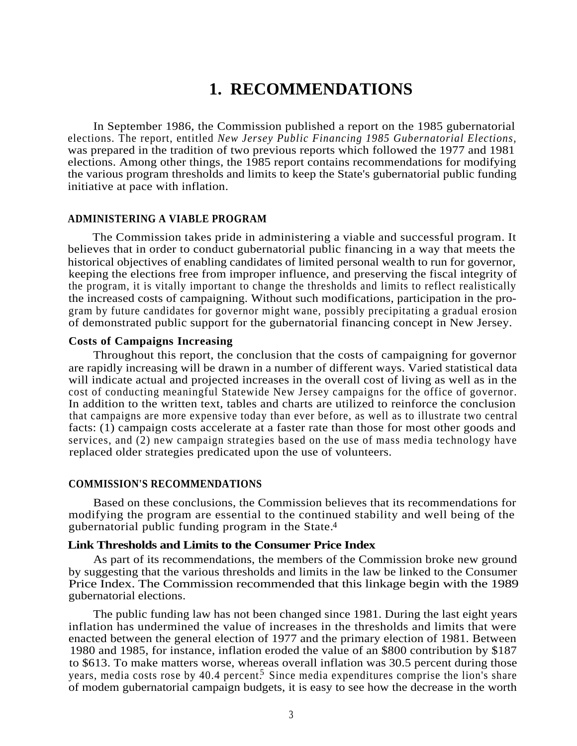# 1. RECOMMENDATIONS

In September 1986, the Commission published a report on the 1985 gubernatorial elections. The report, entitled *New Jersey Public Financing 1985 Gubernatorial Elections,* was prepared in the tradition of two previous reports which followed the 1977 and 1981 elections. Among other things, the 1985 report contains recommendations for modifying the various program thresholds and limits to keep the State's gubernatorial public funding initiative at pace with inflation.

## ADMINISTERING A VIABLE PROGRAM

The Commission takes pride in administering a viable and successful program. It believes that in order to conduct gubernatorial public financing in a way that meets the historical objectives of enabling candidates of limited personal wealth to run for governor, keeping the elections free from improper influence, and preserving the fiscal integrity of the program, it is vitally important to change the thresholds and limits to reflect realistically the increased costs of campaigning. Without such modifications, participation in the program by future candidates for governor might wane, possibly precipitating a gradual erosion of demonstrated public support for the gubernatorial financing concept in New Jersey.

### Costs of Campaigns Increasing

Throughout this report, the conclusion that the costs of campaigning for governor are rapidly increasing will be drawn in a number of different ways. Varied statistical data will indicate actual and projected increases in the overall cost of living as well as in the cost of conducting meaningful Statewide New Jersey campaigns for the office of governor. In addition to the written text, tables and charts are utilized to reinforce the conclusion that campaigns are more expensive today than ever before, as well as to illustrate two central facts: (1) campaign costs accelerate at a faster rate than those for most other goods and services, and (2) new campaign strategies based on the use of mass media technology have replaced older strategies predicated upon the use of volunteers.

## COMMISSION'S RECOMMENDATIONS

Based on these conclusions, the Commission believes that its recommendations for modifying the program are essential to the continued stability and well being of the gubernatorial public funding program in the State.[4]

### Link Thresholds and Limits to the Consumer Price Index

As part of its recommendations, the members of the Commission broke new ground by suggesting that the various thresholds and limits in the law be linked to the Consumer Price Index. The Commission recommended that this linkage begin with the 1989 gubernatorial elections.

The public funding law has not been changed since 1981. During the last eight years inflation has undermined the value of increases in the thresholds and limits that were enacted between the general election of 1977 and the primary election of 1981. Between 1980 and 1985, for instance, inflation eroded the value of an $800 contribution by $187 to $613. To make matters worse, whereas overall inflation was 30.5 percent during those years, media costs rose by 40.4 percent.[5] Since media expenditures comprise the lion's share of modem gubernatorial campaign budgets, it is easy to see how the decrease in the worth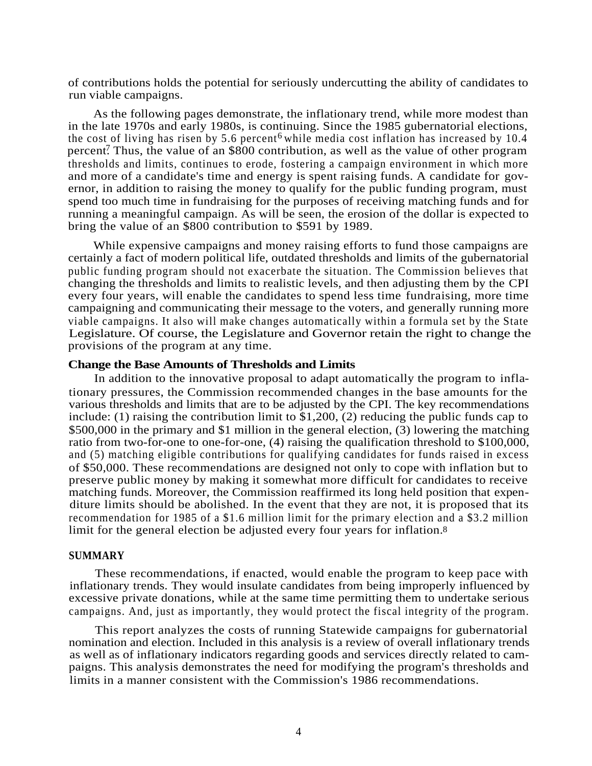of contributions holds the potential for seriously undercutting the ability of candidates to run viable campaigns.

As the following pages demonstrate, the inflationary trend, while more modest than in the late 1970s and early 1980s, is continuing. Since the 1985 gubernatorial elections, the cost of living has risen by 5.6 percent[6] while media cost inflation has increased by 10.4 percent[7]. Thus, the value of an $800 contribution, as well as the value of other program thresholds and limits, continues to erode, fostering a campaign environment in which more and more of a candidate's time and energy is spent raising funds. A candidate for governor, in addition to raising the money to qualify for the public funding program, must spend too much time in fundraising for the purposes of receiving matching funds and for running a meaningful campaign. As will be seen, the erosion of the dollar is expected to bring the value of an $800 contribution to $591 by 1989.

While expensive campaigns and money raising efforts to fund those campaigns are certainly a fact of modern political life, outdated thresholds and limits of the gubernatorial public funding program should not exacerbate the situation. The Commission believes that changing the thresholds and limits to realistic levels, and then adjusting them by the CPI every four years, will enable the candidates to spend less time fundraising, more time campaigning and communicating their message to the voters, and generally running more viable campaigns. It also will make changes automatically within a formula set by the State Legislature. Of course, the Legislature and Governor retain the right to change the provisions of the program at any time.

**Change the Base Amounts of Thresholds and Limits**

In addition to the innovative proposal to adapt automatically the program to inflationary pressures, the Commission recommended changes in the base amounts for the various thresholds and limits that are to be adjusted by the CPI. The key recommendations include: (1) raising the contribution limit to $1,200, (2) reducing the public funds cap to $500,000 in the primary and $1 million in the general election, (3) lowering the matching ratio from two-for-one to one-for-one, (4) raising the qualification threshold to $100,000, and (5) matching eligible contributions for qualifying candidates for funds raised in excess of $50,000. These recommendations are designed not only to cope with inflation but to preserve public money by making it somewhat more difficult for candidates to receive matching funds. Moreover, the Commission reaffirmed its long held position that expenditure limits should be abolished. In the event that they are not, it is proposed that its recommendation for 1985 of a $1.6 million limit for the primary election and a $3.2 million limit for the general election be adjusted every four years for inflation.[8]

**SUMMARY**

These recommendations, if enacted, would enable the program to keep pace with inflationary trends. They would insulate candidates from being improperly influenced by excessive private donations, while at the same time permitting them to undertake serious campaigns. And, just as importantly, they would protect the fiscal integrity of the program.

This report analyzes the costs of running Statewide campaigns for gubernatorial nomination and election. Included in this analysis is a review of overall inflationary trends as well as of inflationary indicators regarding goods and services directly related to campaigns. This analysis demonstrates the need for modifying the program's thresholds and limits in a manner consistent with the Commission's 1986 recommendations.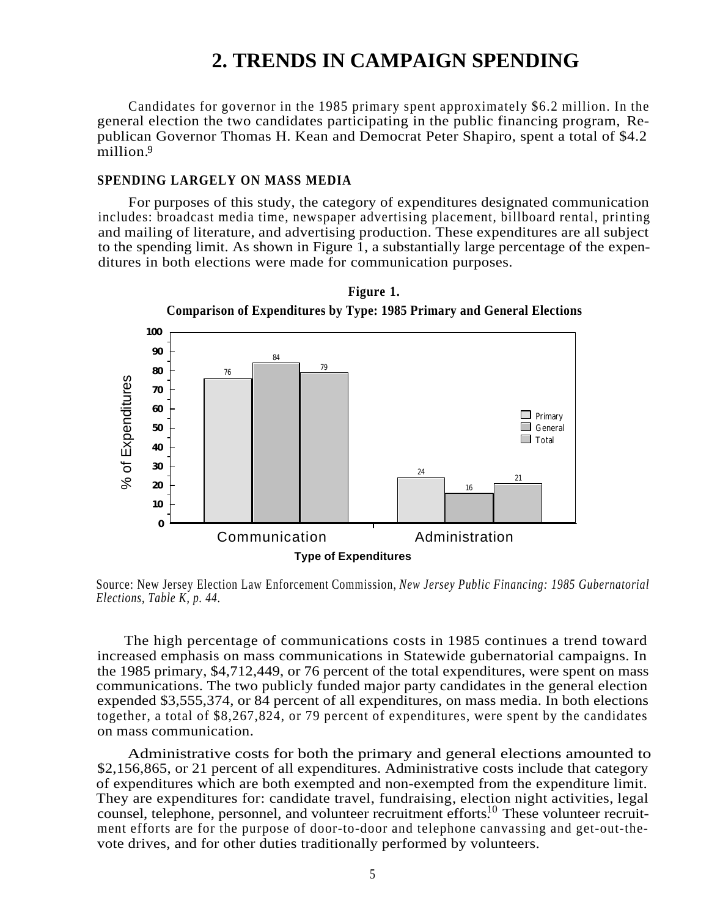## 2. TRENDS IN CAMPAIGN SPENDING

Candidates for governor in the 1985 primary spent approximately $6.2 million. In the general election the two candidates participating in the public financing program, Republican Governor Thomas H. Kean and Democrat Peter Shapiro, spent a total of $4.2 million.[9]

### SPENDING LARGELY ON MASS MEDIA

For purposes of this study, the category of expenditures designated communication includes: broadcast media time, newspaper advertising placement, billboard rental, printing and mailing of literature, and advertising production. These expenditures are all subject to the spending limit. As shown in Figure 1, a substantially large percentage of the expenditures in both elections were made for communication purposes.

**Figure 1.**
**Comparison of Expenditures by Type: 1985 Primary and General Elections**

| Type of Expenditures | Primary | General | Total |
|---|---|---|---|
| Communication | 76 | 84 | 79 |
| Administration | 24 | 16 | 21 |

Source: New Jersey Election Law Enforcement Commission, *New Jersey Public Financing: 1985 Gubernatorial Elections, Table K, p. 44.*

The high percentage of communications costs in 1985 continues a trend toward increased emphasis on mass communications in Statewide gubernatorial campaigns. In the 1985 primary, $4,712,449, or 76 percent of the total expenditures, were spent on mass communications. The two publicly funded major party candidates in the general election expended $3,555,374, or 84 percent of all expenditures, on mass media. In both elections together, a total of $8,267,824, or 79 percent of expenditures, were spent by the candidates on mass communication.

Administrative costs for both the primary and general elections amounted to $2,156,865, or 21 percent of all expenditures. Administrative costs include that category of expenditures which are both exempted and non-exempted from the expenditure limit. They are expenditures for: candidate travel, fundraising, election night activities, legal counsel, telephone, personnel, and volunteer recruitment efforts.[10] These volunteer recruitment efforts are for the purpose of door-to-door and telephone canvassing and get-out-the-vote drives, and for other duties traditionally performed by volunteers.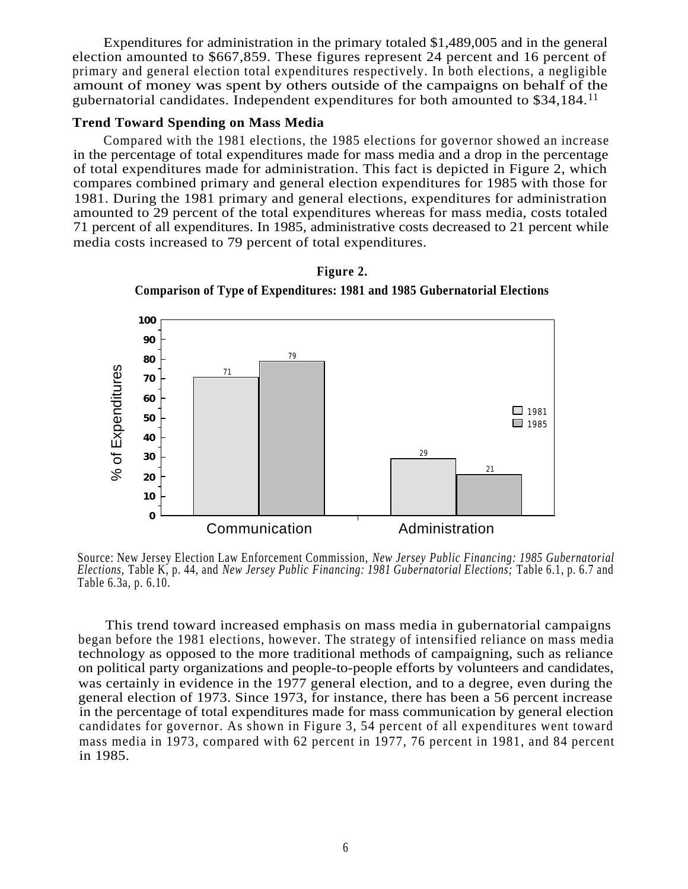Expenditures for administration in the primary totaled $1,489,005 and in the general election amounted to $667,859. These figures represent 24 percent and 16 percent of primary and general election total expenditures respectively. In both elections, a negligible amount of money was spent by others outside of the campaigns on behalf of the gubernatorial candidates. Independent expenditures for both amounted to $34,184.[11]

**Trend Toward Spending on Mass Media**

Compared with the 1981 elections, the 1985 elections for governor showed an increase in the percentage of total expenditures made for mass media and a drop in the percentage of total expenditures made for administration. This fact is depicted in Figure 2, which compares combined primary and general election expenditures for 1985 with those for 1981. During the 1981 primary and general elections, expenditures for administration amounted to 29 percent of the total expenditures whereas for mass media, costs totaled 71 percent of all expenditures. In 1985, administrative costs decreased to 21 percent while media costs increased to 79 percent of total expenditures.

**Figure 2.**

**Comparison of Type of Expenditures: 1981 and 1985 Gubernatorial Elections**

| % of Expenditures | 1981 | 1985 |
|---|---|---|
| Communication | 71 | 79 |
| Administration | 29 | 21 |

Source: New Jersey Election Law Enforcement Commission, *New Jersey Public Financing: 1985 Gubernatorial Elections*, Table K, p. 44, and *New Jersey Public Financing: 1981 Gubernatorial Elections;* Table 6.1, p. 6.7 and Table 6.3a, p. 6.10.

This trend toward increased emphasis on mass media in gubernatorial campaigns began before the 1981 elections, however. The strategy of intensified reliance on mass media technology as opposed to the more traditional methods of campaigning, such as reliance on political party organizations and people-to-people efforts by volunteers and candidates, was certainly in evidence in the 1977 general election, and to a degree, even during the general election of 1973. Since 1973, for instance, there has been a 56 percent increase in the percentage of total expenditures made for mass communication by general election candidates for governor. As shown in Figure 3, 54 percent of all expenditures went toward mass media in 1973, compared with 62 percent in 1977, 76 percent in 1981, and 84 percent in 1985.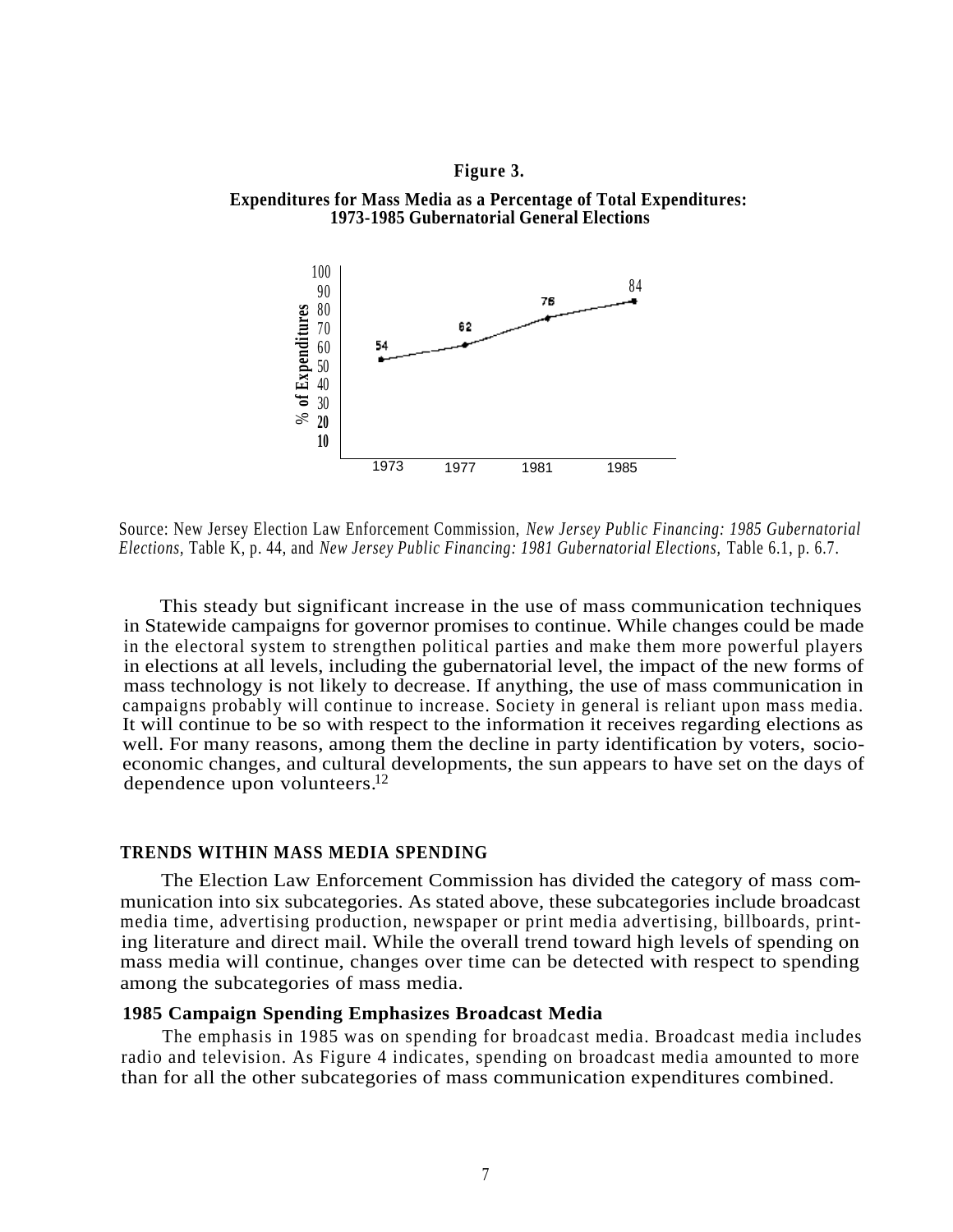**Figure 3.**

**Expenditures for Mass Media as a Percentage of Total Expenditures: 1973-1985 Gubernatorial General Elections**

| Year | % of Expenditures |
|---|---|
| 1973 | 54 |
| 1977 | 62 |
| 1981 | 76 |
| 1985 | 84 |

Source: New Jersey Election Law Enforcement Commission, *New Jersey Public Financing: 1985 Gubernatorial Elections*, Table K, p. 44, and *New Jersey Public Financing: 1981 Gubernatorial Elections,* Table 6.1, p. 6.7.

This steady but significant increase in the use of mass communication techniques in Statewide campaigns for governor promises to continue. While changes could be made in the electoral system to strengthen political parties and make them more powerful players in elections at all levels, including the gubernatorial level, the impact of the new forms of mass technology is not likely to decrease. If anything, the use of mass communication in campaigns probably will continue to increase. Society in general is reliant upon mass media. It will continue to be so with respect to the information it receives regarding elections as well. For many reasons, among them the decline in party identification by voters, socio-economic changes, and cultural developments, the sun appears to have set on the days of dependence upon volunteers.[12]

## TRENDS WITHIN MASS MEDIA SPENDING

The Election Law Enforcement Commission has divided the category of mass communication into six subcategories. As stated above, these subcategories include broadcast media time, advertising production, newspaper or print media advertising, billboards, printing literature and direct mail. While the overall trend toward high levels of spending on mass media will continue, changes over time can be detected with respect to spending among the subcategories of mass media.

### 1985 Campaign Spending Emphasizes Broadcast Media

The emphasis in 1985 was on spending for broadcast media. Broadcast media includes radio and television. As Figure 4 indicates, spending on broadcast media amounted to more than for all the other subcategories of mass communication expenditures combined.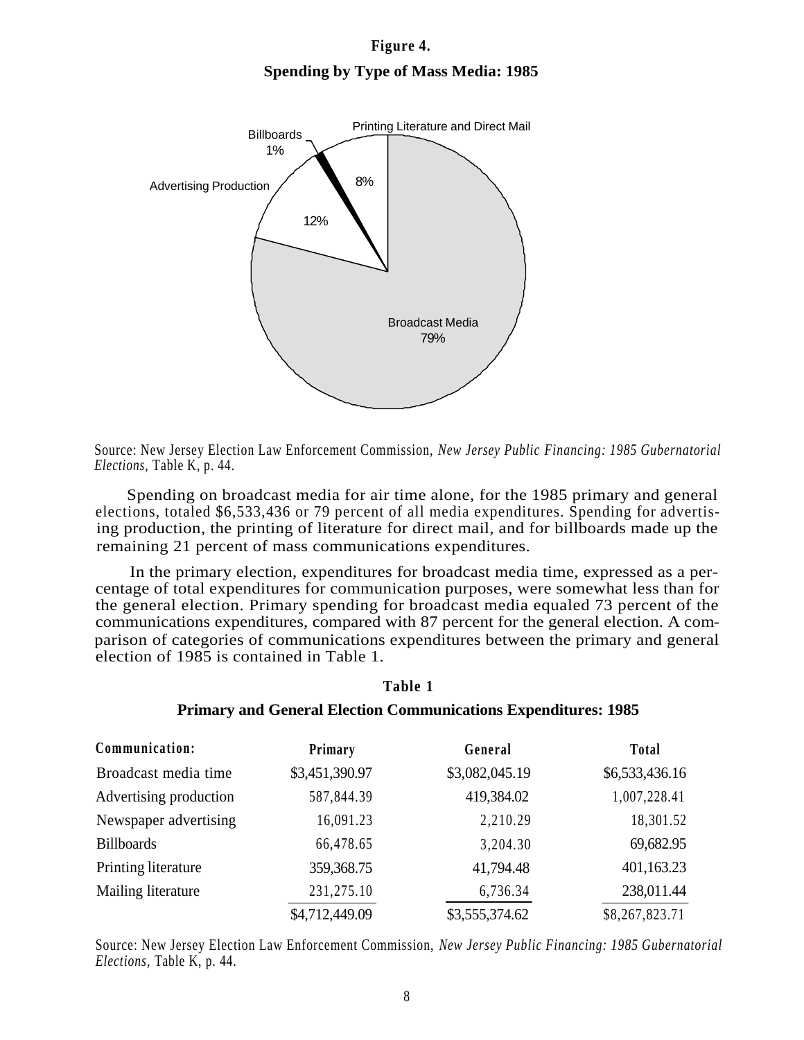**Figure 4.**

**Spending by Type of Mass Media: 1985**

Source: New Jersey Election Law Enforcement Commission, *New Jersey Public Financing: 1985 Gubernatorial Elections,* Table K, p. 44.

Spending on broadcast media for air time alone, for the 1985 primary and general elections, totaled $6,533,436 or 79 percent of all media expenditures. Spending for advertising production, the printing of literature for direct mail, and for billboards made up the remaining 21 percent of mass communications expenditures.

In the primary election, expenditures for broadcast media time, expressed as a percentage of total expenditures for communication purposes, were somewhat less than for the general election. Primary spending for broadcast media equaled 73 percent of the communications expenditures, compared with 87 percent for the general election. A comparison of categories of communications expenditures between the primary and general election of 1985 is contained in Table 1.

**Table 1**

**Primary and General Election Communications Expenditures: 1985**

| Communication: | Primary | General | Total |
|---|---|---|---|
| Broadcast media time | $3,451,390.97 | $3,082,045.19 | $6,533,436.16 |
| Advertising production | 587,844.39 | 419,384.02 | 1,007,228.41 |
| Newspaper advertising | 16,091.23 | 2,210.29 | 18,301.52 |
| Billboards | 66,478.65 | 3,204.30 | 69,682.95 |
| Printing literature | 359,368.75 | 41,794.48 | 401,163.23 |
| Mailing literature | 231,275.10 | 6,736.34 | 238,011.44 |
| | $4,712,449.09 | $3,555,374.62 | $8,267,823.71 |

Source: New Jersey Election Law Enforcement Commission, *New Jersey Public Financing: 1985 Gubernatorial Elections,* Table K, p. 44.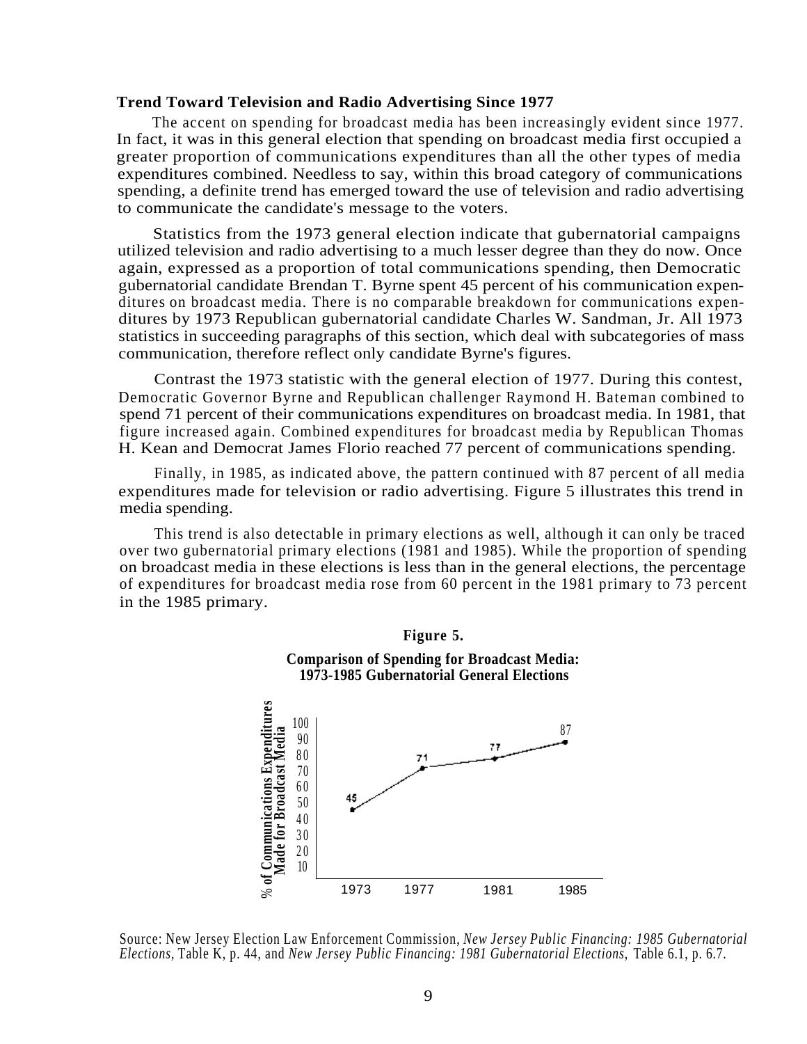### Trend Toward Television and Radio Advertising Since 1977

The accent on spending for broadcast media has been increasingly evident since 1977. In fact, it was in this general election that spending on broadcast media first occupied a greater proportion of communications expenditures than all the other types of media expenditures combined. Needless to say, within this broad category of communications spending, a definite trend has emerged toward the use of television and radio advertising to communicate the candidate's message to the voters.

Statistics from the 1973 general election indicate that gubernatorial campaigns utilized television and radio advertising to a much lesser degree than they do now. Once again, expressed as a proportion of total communications spending, then Democratic gubernatorial candidate Brendan T. Byrne spent 45 percent of his communication expenditures on broadcast media. There is no comparable breakdown for communications expenditures by 1973 Republican gubernatorial candidate Charles W. Sandman, Jr. All 1973 statistics in succeeding paragraphs of this section, which deal with subcategories of mass communication, therefore reflect only candidate Byrne's figures.

Contrast the 1973 statistic with the general election of 1977. During this contest, Democratic Governor Byrne and Republican challenger Raymond H. Bateman combined to spend 71 percent of their communications expenditures on broadcast media. In 1981, that figure increased again. Combined expenditures for broadcast media by Republican Thomas H. Kean and Democrat James Florio reached 77 percent of communications spending.

Finally, in 1985, as indicated above, the pattern continued with 87 percent of all media expenditures made for television or radio advertising. Figure 5 illustrates this trend in media spending.

This trend is also detectable in primary elections as well, although it can only be traced over two gubernatorial primary elections (1981 and 1985). While the proportion of spending on broadcast media in these elections is less than in the general elections, the percentage of expenditures for broadcast media rose from 60 percent in the 1981 primary to 73 percent in the 1985 primary.

**Figure 5.**

**Comparison of Spending for Broadcast Media: 1973-1985 Gubernatorial General Elections**

| Year | % of Communications Expenditures Made for Broadcast Media |
|---|---|
| 1973 | 45 |
| 1977 | 71 |
| 1981 | 77 |
| 1985 | 87 |

Source: New Jersey Election Law Enforcement Commission, *New Jersey Public Financing: 1985 Gubernatorial Elections,* Table K, p. 44, and *New Jersey Public Financing: 1981 Gubernatorial Elections,* Table 6.1, p. 6.7.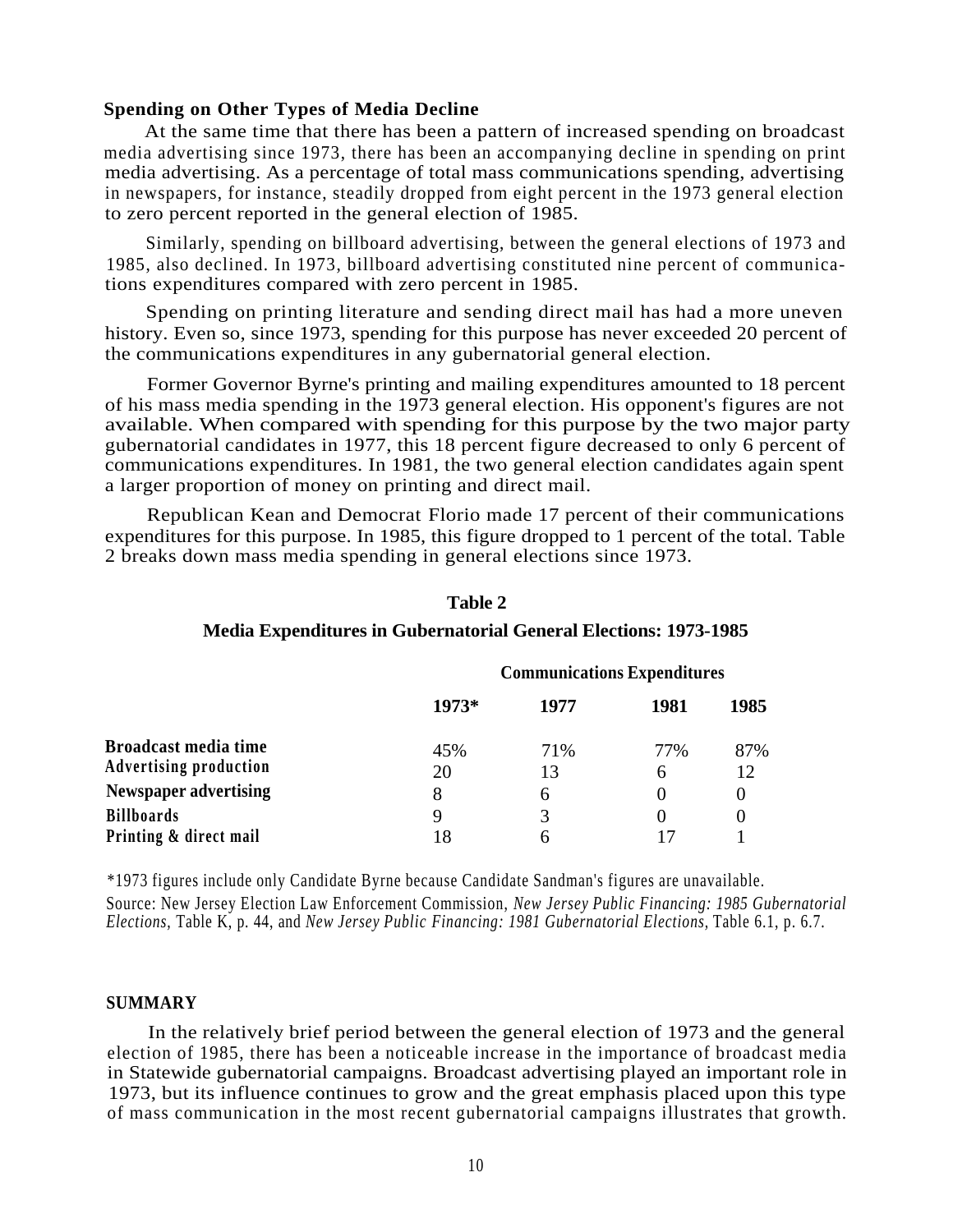### Spending on Other Types of Media Decline

At the same time that there has been a pattern of increased spending on broadcast media advertising since 1973, there has been an accompanying decline in spending on print media advertising. As a percentage of total mass communications spending, advertising in newspapers, for instance, steadily dropped from eight percent in the 1973 general election to zero percent reported in the general election of 1985.

Similarly, spending on billboard advertising, between the general elections of 1973 and 1985, also declined. In 1973, billboard advertising constituted nine percent of communications expenditures compared with zero percent in 1985.

Spending on printing literature and sending direct mail has had a more uneven history. Even so, since 1973, spending for this purpose has never exceeded 20 percent of the communications expenditures in any gubernatorial general election.

Former Governor Byrne's printing and mailing expenditures amounted to 18 percent of his mass media spending in the 1973 general election. His opponent's figures are not available. When compared with spending for this purpose by the two major party gubernatorial candidates in 1977, this 18 percent figure decreased to only 6 percent of communications expenditures. In 1981, the two general election candidates again spent a larger proportion of money on printing and direct mail.

Republican Kean and Democrat Florio made 17 percent of their communications expenditures for this purpose. In 1985, this figure dropped to 1 percent of the total. Table 2 breaks down mass media spending in general elections since 1973.

**Table 2**

**Media Expenditures in Gubernatorial General Elections: 1973-1985**

| | Communications Expenditures | | | |
|---|---|---|---|---|
| | **1973*** | **1977** | **1981** | **1985** |
| **Broadcast media time** | 45% | 71% | 77% | 87% |
| **Advertising production** | 20 | 13 | 6 | 12 |
| **Newspaper advertising** | 8 | 6 | 0 | 0 |
| **Billboards** | 9 | 3 | 0 | 0 |
| **Printing & direct mail** | 18 | 6 | 17 | 1 |

*1973 figures include only Candidate Byrne because Candidate Sandman's figures are unavailable.

Source: New Jersey Election Law Enforcement Commission, *New Jersey Public Financing: 1985 Gubernatorial Elections*, Table K, p. 44, and *New Jersey Public Financing: 1981 Gubernatorial Elections*, Table 6.1, p. 6.7.

### SUMMARY

In the relatively brief period between the general election of 1973 and the general election of 1985, there has been a noticeable increase in the importance of broadcast media in Statewide gubernatorial campaigns. Broadcast advertising played an important role in 1973, but its influence continues to grow and the great emphasis placed upon this type of mass communication in the most recent gubernatorial campaigns illustrates that growth.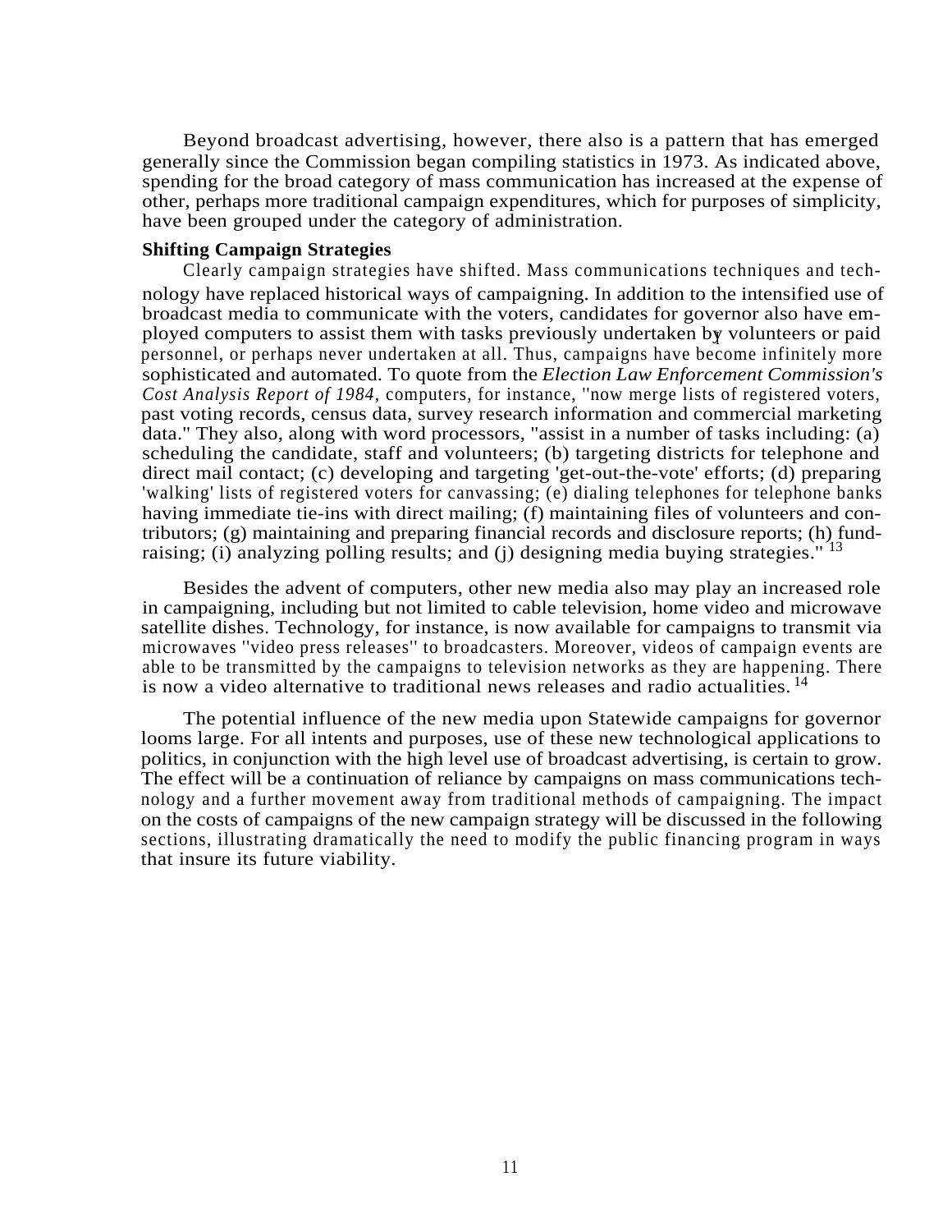Beyond broadcast advertising, however, there also is a pattern that has emerged generally since the Commission began compiling statistics in 1973. As indicated above, spending for the broad category of mass communication has increased at the expense of other, perhaps more traditional campaign expenditures, which for purposes of simplicity, have been grouped under the category of administration.

**Shifting Campaign Strategies**

Clearly campaign strategies have shifted. Mass communications techniques and technology have replaced historical ways of campaigning. In addition to the intensified use of broadcast media to communicate with the voters, candidates for governor also have employed computers to assist them with tasks previously undertaken by volunteers or paid personnel, or perhaps never undertaken at all. Thus, campaigns have become infinitely more sophisticated and automated. To quote from the *Election Law Enforcement Commission's Cost Analysis Report of 1984*, computers, for instance, "now merge lists of registered voters, past voting records, census data, survey research information and commercial marketing data." They also, along with word processors, "assist in a number of tasks including: (a) scheduling the candidate, staff and volunteers; (b) targeting districts for telephone and direct mail contact; (c) developing and targeting 'get-out-the-vote' efforts; (d) preparing 'walking' lists of registered voters for canvassing; (e) dialing telephones for telephone banks having immediate tie-ins with direct mailing; (f) maintaining files of volunteers and contributors; (g) maintaining and preparing financial records and disclosure reports; (h) fund-raising; (i) analyzing polling results; and (j) designing media buying strategies." [13]

Besides the advent of computers, other new media also may play an increased role in campaigning, including but not limited to cable television, home video and microwave satellite dishes. Technology, for instance, is now available for campaigns to transmit via microwaves "video press releases" to broadcasters. Moreover, videos of campaign events are able to be transmitted by the campaigns to television networks as they are happening. There is now a video alternative to traditional news releases and radio actualities. [14]

The potential influence of the new media upon Statewide campaigns for governor looms large. For all intents and purposes, use of these new technological applications to politics, in conjunction with the high level use of broadcast advertising, is certain to grow. The effect will be a continuation of reliance by campaigns on mass communications technology and a further movement away from traditional methods of campaigning. The impact on the costs of campaigns of the new campaign strategy will be discussed in the following sections, illustrating dramatically the need to modify the public financing program in ways that insure its future viability.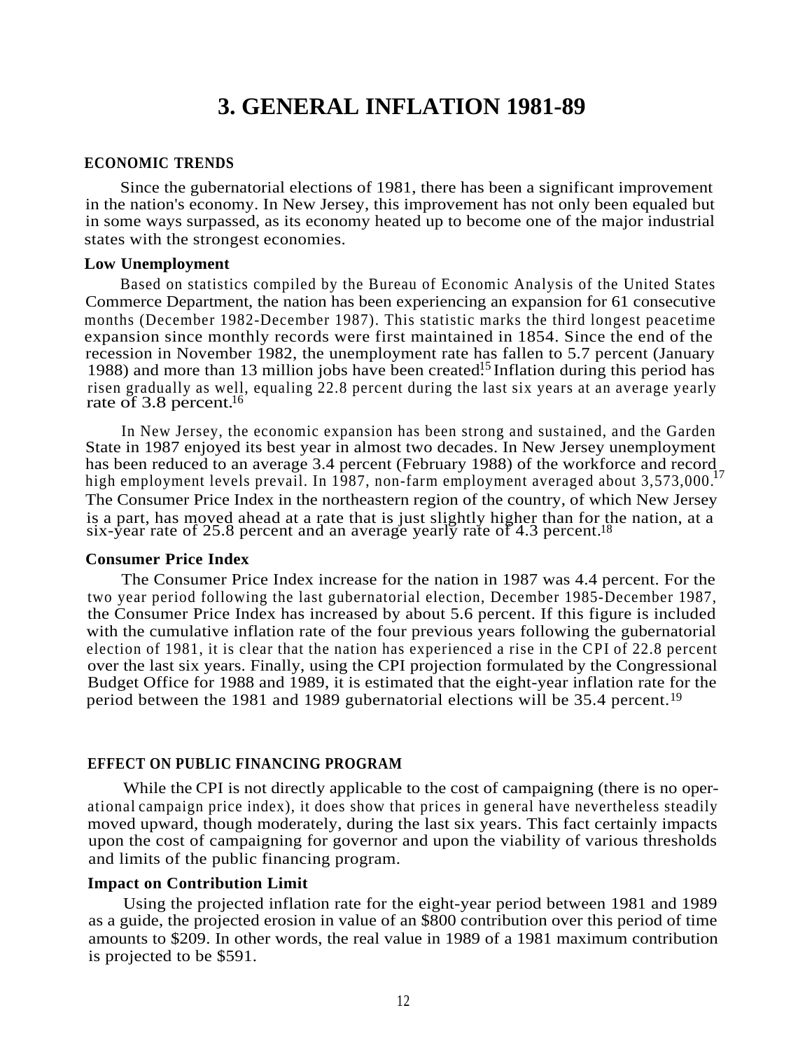# 3. GENERAL INFLATION 1981-89

## ECONOMIC TRENDS

Since the gubernatorial elections of 1981, there has been a significant improvement in the nation's economy. In New Jersey, this improvement has not only been equaled but in some ways surpassed, as its economy heated up to become one of the major industrial states with the strongest economies.

### Low Unemployment

Based on statistics compiled by the Bureau of Economic Analysis of the United States Commerce Department, the nation has been experiencing an expansion for 61 consecutive months (December 1982-December 1987). This statistic marks the third longest peacetime expansion since monthly records were first maintained in 1854. Since the end of the recession in November 1982, the unemployment rate has fallen to 5.7 percent (January 1988) and more than 13 million jobs have been created.[15] Inflation during this period has risen gradually as well, equaling 22.8 percent during the last six years at an average yearly rate of 3.8 percent.[16]

In New Jersey, the economic expansion has been strong and sustained, and the Garden State in 1987 enjoyed its best year in almost two decades. In New Jersey unemployment has been reduced to an average 3.4 percent (February 1988) of the workforce and record high employment levels prevail. In 1987, non-farm employment averaged about 3,573,000.[17] The Consumer Price Index in the northeastern region of the country, of which New Jersey is a part, has moved ahead at a rate that is just slightly higher than for the nation, at a six-year rate of 25.8 percent and an average yearly rate of 4.3 percent.[18]

### Consumer Price Index

The Consumer Price Index increase for the nation in 1987 was 4.4 percent. For the two year period following the last gubernatorial election, December 1985-December 1987, the Consumer Price Index has increased by about 5.6 percent. If this figure is included with the cumulative inflation rate of the four previous years following the gubernatorial election of 1981, it is clear that the nation has experienced a rise in the CPI of 22.8 percent over the last six years. Finally, using the CPI projection formulated by the Congressional Budget Office for 1988 and 1989, it is estimated that the eight-year inflation rate for the period between the 1981 and 1989 gubernatorial elections will be 35.4 percent.[19]

## EFFECT ON PUBLIC FINANCING PROGRAM

While the CPI is not directly applicable to the cost of campaigning (there is no operational campaign price index), it does show that prices in general have nevertheless steadily moved upward, though moderately, during the last six years. This fact certainly impacts upon the cost of campaigning for governor and upon the viability of various thresholds and limits of the public financing program.

### Impact on Contribution Limit

Using the projected inflation rate for the eight-year period between 1981 and 1989 as a guide, the projected erosion in value of an $800 contribution over this period of time amounts to $209. In other words, the real value in 1989 of a 1981 maximum contribution is projected to be $591.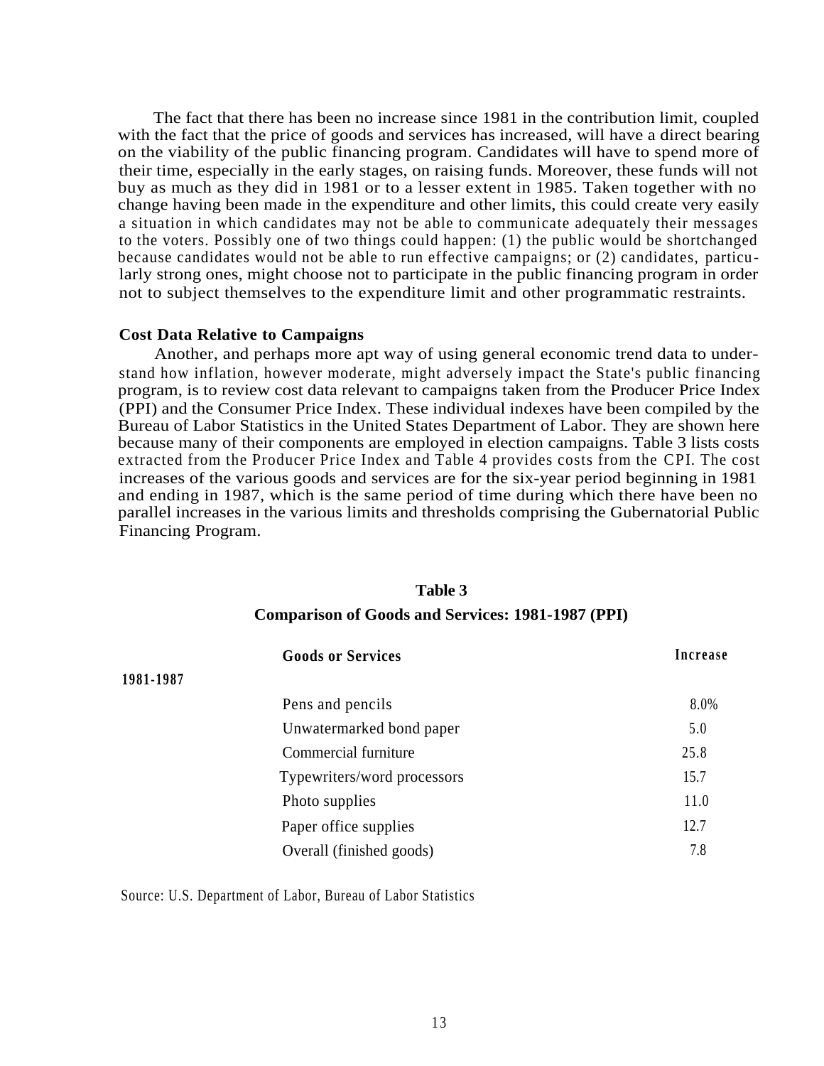The fact that there has been no increase since 1981 in the contribution limit, coupled with the fact that the price of goods and services has increased, will have a direct bearing on the viability of the public financing program. Candidates will have to spend more of their time, especially in the early stages, on raising funds. Moreover, these funds will not buy as much as they did in 1981 or to a lesser extent in 1985. Taken together with no change having been made in the expenditure and other limits, this could create very easily a situation in which candidates may not be able to communicate adequately their messages to the voters. Possibly one of two things could happen: (1) the public would be shortchanged because candidates would not be able to run effective campaigns; or (2) candidates, particularly strong ones, might choose not to participate in the public financing program in order not to subject themselves to the expenditure limit and other programmatic restraints.

**Cost Data Relative to Campaigns**

Another, and perhaps more apt way of using general economic trend data to understand how inflation, however moderate, might adversely impact the State's public financing program, is to review cost data relevant to campaigns taken from the Producer Price Index (PPI) and the Consumer Price Index. These individual indexes have been compiled by the Bureau of Labor Statistics in the United States Department of Labor. They are shown here because many of their components are employed in election campaigns. Table 3 lists costs extracted from the Producer Price Index and Table 4 provides costs from the CPI. The cost increases of the various goods and services are for the six-year period beginning in 1981 and ending in 1987, which is the same period of time during which there have been no parallel increases in the various limits and thresholds comprising the Gubernatorial Public Financing Program.

**Table 3**

**Comparison of Goods and Services: 1981-1987 (PPI)**

| Goods or Services | Increase 1981-1987 |
|---|---|
| Pens and pencils | 8.0% |
| Unwatermarked bond paper | 5.0 |
| Commercial furniture | 25.8 |
| Typewriters/word processors | 15.7 |
| Photo supplies | 11.0 |
| Paper office supplies | 12.7 |
| Overall (finished goods) | 7.8 |

Source: U.S. Department of Labor, Bureau of Labor Statistics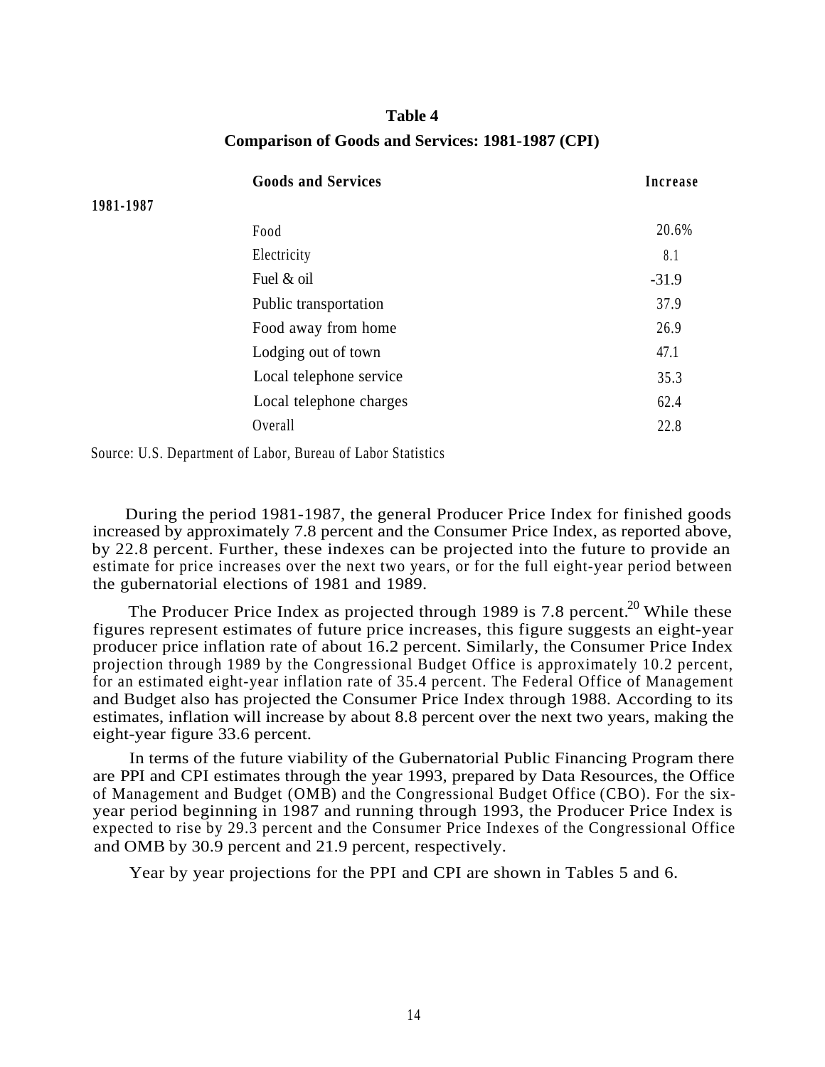**Table 4**

**Comparison of Goods and Services: 1981-1987 (CPI)**

| | Goods and Services | Increase |
|---|---|---|
| 1981-1987 | | |
| | Food | 20.6% |
| | Electricity | 8.1 |
| | Fuel & oil | -31.9 |
| | Public transportation | 37.9 |
| | Food away from home | 26.9 |
| | Lodging out of town | 47.1 |
| | Local telephone service | 35.3 |
| | Local telephone charges | 62.4 |
| | Overall | 22.8 |

Source: U.S. Department of Labor, Bureau of Labor Statistics

During the period 1981-1987, the general Producer Price Index for finished goods increased by approximately 7.8 percent and the Consumer Price Index, as reported above, by 22.8 percent. Further, these indexes can be projected into the future to provide an estimate for price increases over the next two years, or for the full eight-year period between the gubernatorial elections of 1981 and 1989.

The Producer Price Index as projected through 1989 is 7.8 percent.[20] While these figures represent estimates of future price increases, this figure suggests an eight-year producer price inflation rate of about 16.2 percent. Similarly, the Consumer Price Index projection through 1989 by the Congressional Budget Office is approximately 10.2 percent, for an estimated eight-year inflation rate of 35.4 percent. The Federal Office of Management and Budget also has projected the Consumer Price Index through 1988. According to its estimates, inflation will increase by about 8.8 percent over the next two years, making the eight-year figure 33.6 percent.

In terms of the future viability of the Gubernatorial Public Financing Program there are PPI and CPI estimates through the year 1993, prepared by Data Resources, the Office of Management and Budget (OMB) and the Congressional Budget Office (CBO). For the six-year period beginning in 1987 and running through 1993, the Producer Price Index is expected to rise by 29.3 percent and the Consumer Price Indexes of the Congressional Office and OMB by 30.9 percent and 21.9 percent, respectively.

Year by year projections for the PPI and CPI are shown in Tables 5 and 6.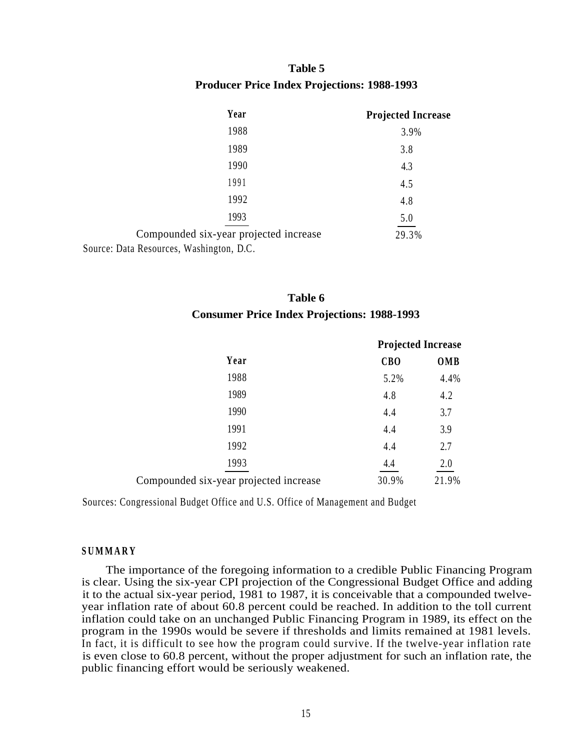**Table 5**

**Producer Price Index Projections: 1988-1993**

| Year | Projected Increase |
|---|---|
| 1988 | 3.9% |
| 1989 | 3.8 |
| 1990 | 4.3 |
| 1991 | 4.5 |
| 1992 | 4.8 |
| 1993 | 5.0 |
| Compounded six-year projected increase | 29.3% |

Source: Data Resources, Washington, D.C.

**Table 6**

**Consumer Price Index Projections: 1988-1993**

| | Projected Increase | |
|---|---|---|
| Year | CBO | OMB |
| 1988 | 5.2% | 4.4% |
| 1989 | 4.8 | 4.2 |
| 1990 | 4.4 | 3.7 |
| 1991 | 4.4 | 3.9 |
| 1992 | 4.4 | 2.7 |
| 1993 | 4.4 | 2.0 |
| Compounded six-year projected increase | 30.9% | 21.9% |

Sources: Congressional Budget Office and U.S. Office of Management and Budget

### SUMMARY

The importance of the foregoing information to a credible Public Financing Program is clear. Using the six-year CPI projection of the Congressional Budget Office and adding it to the actual six-year period, 1981 to 1987, it is conceivable that a compounded twelve-year inflation rate of about 60.8 percent could be reached. In addition to the toll current inflation could take on an unchanged Public Financing Program in 1989, its effect on the program in the 1990s would be severe if thresholds and limits remained at 1981 levels. In fact, it is difficult to see how the program could survive. If the twelve-year inflation rate is even close to 60.8 percent, without the proper adjustment for such an inflation rate, the public financing effort would be seriously weakened.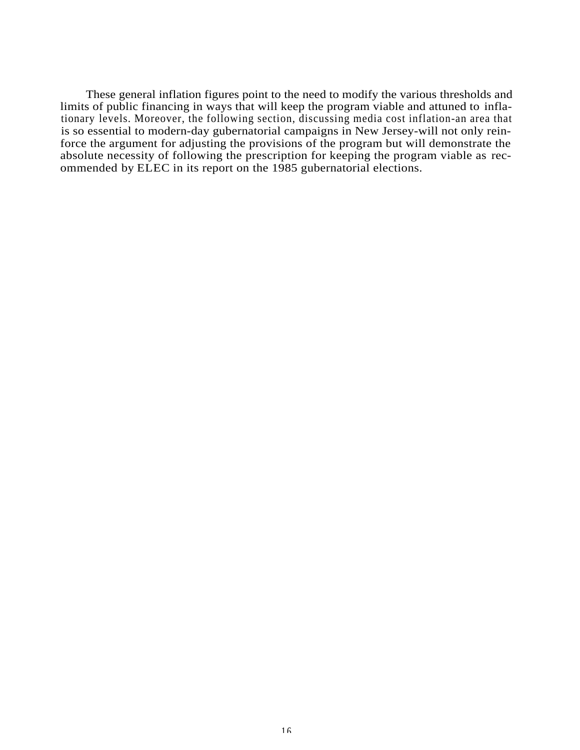These general inflation figures point to the need to modify the various thresholds and limits of public financing in ways that will keep the program viable and attuned to inflationary levels. Moreover, the following section, discussing media cost inflation-an area that is so essential to modern-day gubernatorial campaigns in New Jersey-will not only reinforce the argument for adjusting the provisions of the program but will demonstrate the absolute necessity of following the prescription for keeping the program viable as recommended by ELEC in its report on the 1985 gubernatorial elections.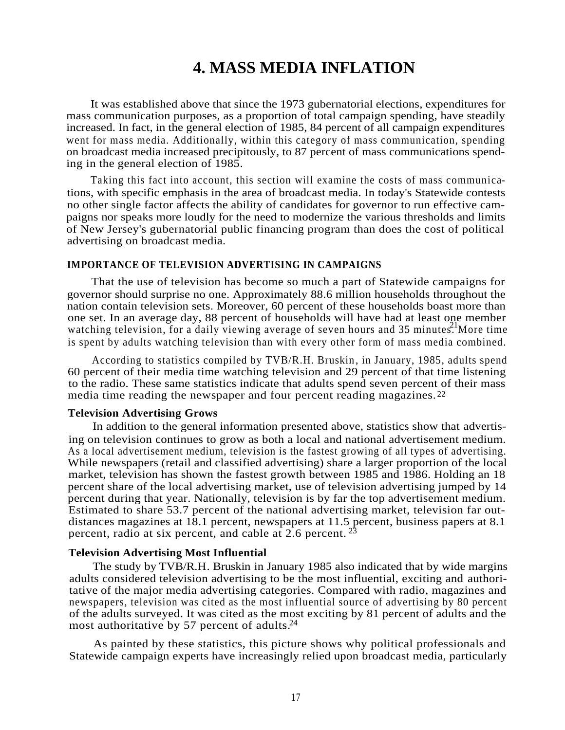# 4. MASS MEDIA INFLATION

It was established above that since the 1973 gubernatorial elections, expenditures for mass communication purposes, as a proportion of total campaign spending, have steadily increased. In fact, in the general election of 1985, 84 percent of all campaign expenditures went for mass media. Additionally, within this category of mass communication, spending on broadcast media increased precipitously, to 87 percent of mass communications spending in the general election of 1985.

Taking this fact into account, this section will examine the costs of mass communications, with specific emphasis in the area of broadcast media. In today's Statewide contests no other single factor affects the ability of candidates for governor to run effective campaigns nor speaks more loudly for the need to modernize the various thresholds and limits of New Jersey's gubernatorial public financing program than does the cost of political advertising on broadcast media.

## IMPORTANCE OF TELEVISION ADVERTISING IN CAMPAIGNS

That the use of television has become so much a part of Statewide campaigns for governor should surprise no one. Approximately 88.6 million households throughout the nation contain television sets. Moreover, 60 percent of these households boast more than one set. In an average day, 88 percent of households will have had at least one member watching television, for a daily viewing average of seven hours and 35 minutes.[21] More time is spent by adults watching television than with every other form of mass media combined.

According to statistics compiled by TVB/R.H. Bruskin, in January, 1985, adults spend 60 percent of their media time watching television and 29 percent of that time listening to the radio. These same statistics indicate that adults spend seven percent of their mass media time reading the newspaper and four percent reading magazines.[22]

### Television Advertising Grows

In addition to the general information presented above, statistics show that advertising on television continues to grow as both a local and national advertisement medium. As a local advertisement medium, television is the fastest growing of all types of advertising. While newspapers (retail and classified advertising) share a larger proportion of the local market, television has shown the fastest growth between 1985 and 1986. Holding an 18 percent share of the local advertising market, use of television advertising jumped by 14 percent during that year. Nationally, television is by far the top advertisement medium. Estimated to share 53.7 percent of the national advertising market, television far outdistances magazines at 18.1 percent, newspapers at 11.5 percent, business papers at 8.1 percent, radio at six percent, and cable at 2.6 percent.[23]

### Television Advertising Most Influential

The study by TVB/R.H. Bruskin in January 1985 also indicated that by wide margins adults considered television advertising to be the most influential, exciting and authoritative of the major media advertising categories. Compared with radio, magazines and newspapers, television was cited as the most influential source of advertising by 80 percent of the adults surveyed. It was cited as the most exciting by 81 percent of adults and the most authoritative by 57 percent of adults.[24]

As painted by these statistics, this picture shows why political professionals and Statewide campaign experts have increasingly relied upon broadcast media, particularly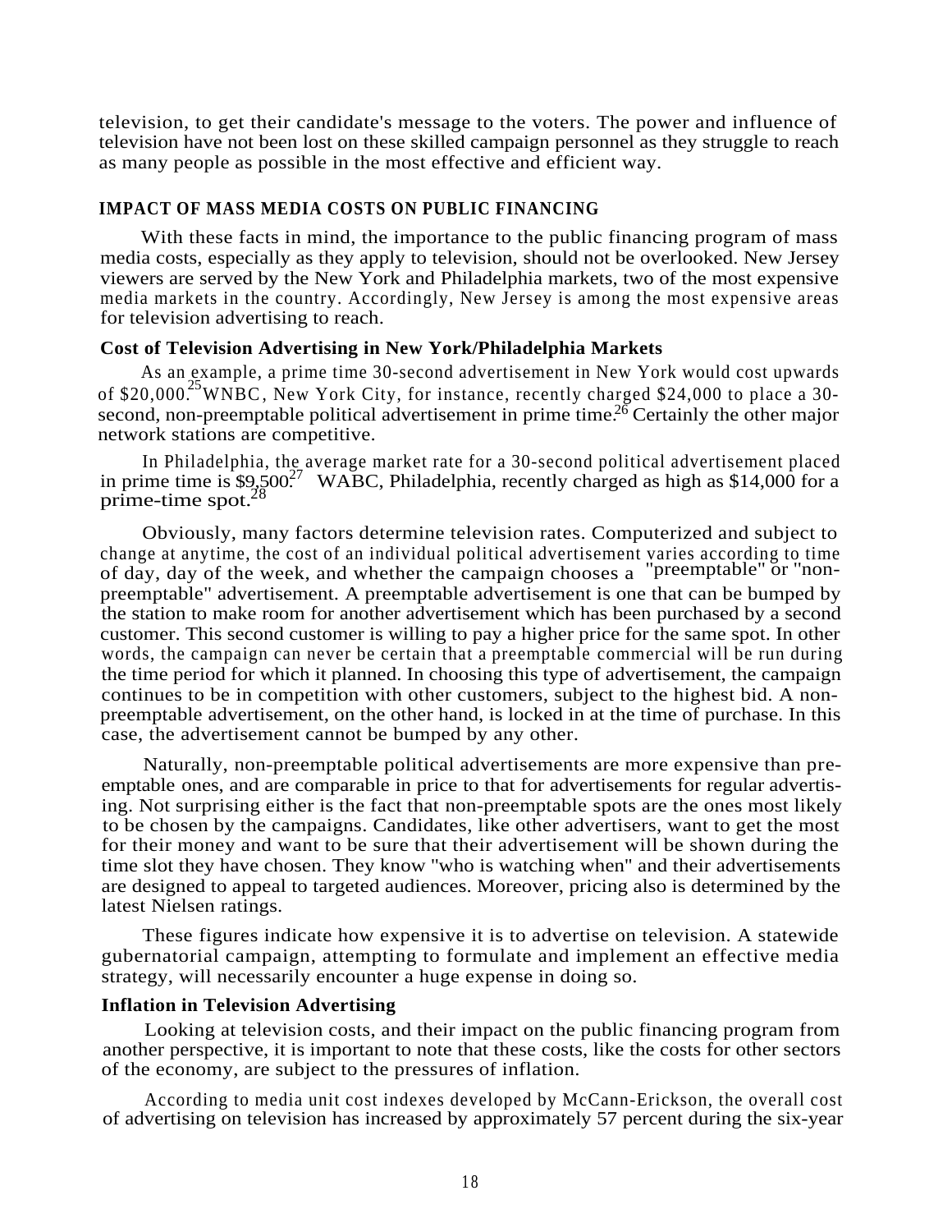television, to get their candidate's message to the voters. The power and influence of television have not been lost on these skilled campaign personnel as they struggle to reach as many people as possible in the most effective and efficient way.

## IMPACT OF MASS MEDIA COSTS ON PUBLIC FINANCING

With these facts in mind, the importance to the public financing program of mass media costs, especially as they apply to television, should not be overlooked. New Jersey viewers are served by the New York and Philadelphia markets, two of the most expensive media markets in the country. Accordingly, New Jersey is among the most expensive areas for television advertising to reach.

### Cost of Television Advertising in New York/Philadelphia Markets

As an example, a prime time 30-second advertisement in New York would cost upwards of $20,000.[25] WNBC, New York City, for instance, recently charged $24,000 to place a 30-second, non-preemptable political advertisement in prime time.[26] Certainly the other major network stations are competitive.

In Philadelphia, the average market rate for a 30-second political advertisement placed in prime time is $9,500.[27] WABC, Philadelphia, recently charged as high as $14,000 for a prime-time spot.[28]

Obviously, many factors determine television rates. Computerized and subject to change at anytime, the cost of an individual political advertisement varies according to time of day, day of the week, and whether the campaign chooses a "preemptable" or "non-preemptable" advertisement. A preemptable advertisement is one that can be bumped by the station to make room for another advertisement which has been purchased by a second customer. This second customer is willing to pay a higher price for the same spot. In other words, the campaign can never be certain that a preemptable commercial will be run during the time period for which it planned. In choosing this type of advertisement, the campaign continues to be in competition with other customers, subject to the highest bid. A non-preemptable advertisement, on the other hand, is locked in at the time of purchase. In this case, the advertisement cannot be bumped by any other.

Naturally, non-preemptable political advertisements are more expensive than preemptable ones, and are comparable in price to that for advertisements for regular advertising. Not surprising either is the fact that non-preemptable spots are the ones most likely to be chosen by the campaigns. Candidates, like other advertisers, want to get the most for their money and want to be sure that their advertisement will be shown during the time slot they have chosen. They know "who is watching when" and their advertisements are designed to appeal to targeted audiences. Moreover, pricing also is determined by the latest Nielsen ratings.

These figures indicate how expensive it is to advertise on television. A statewide gubernatorial campaign, attempting to formulate and implement an effective media strategy, will necessarily encounter a huge expense in doing so.

### Inflation in Television Advertising

Looking at television costs, and their impact on the public financing program from another perspective, it is important to note that these costs, like the costs for other sectors of the economy, are subject to the pressures of inflation.

According to media unit cost indexes developed by McCann-Erickson, the overall cost of advertising on television has increased by approximately 57 percent during the six-year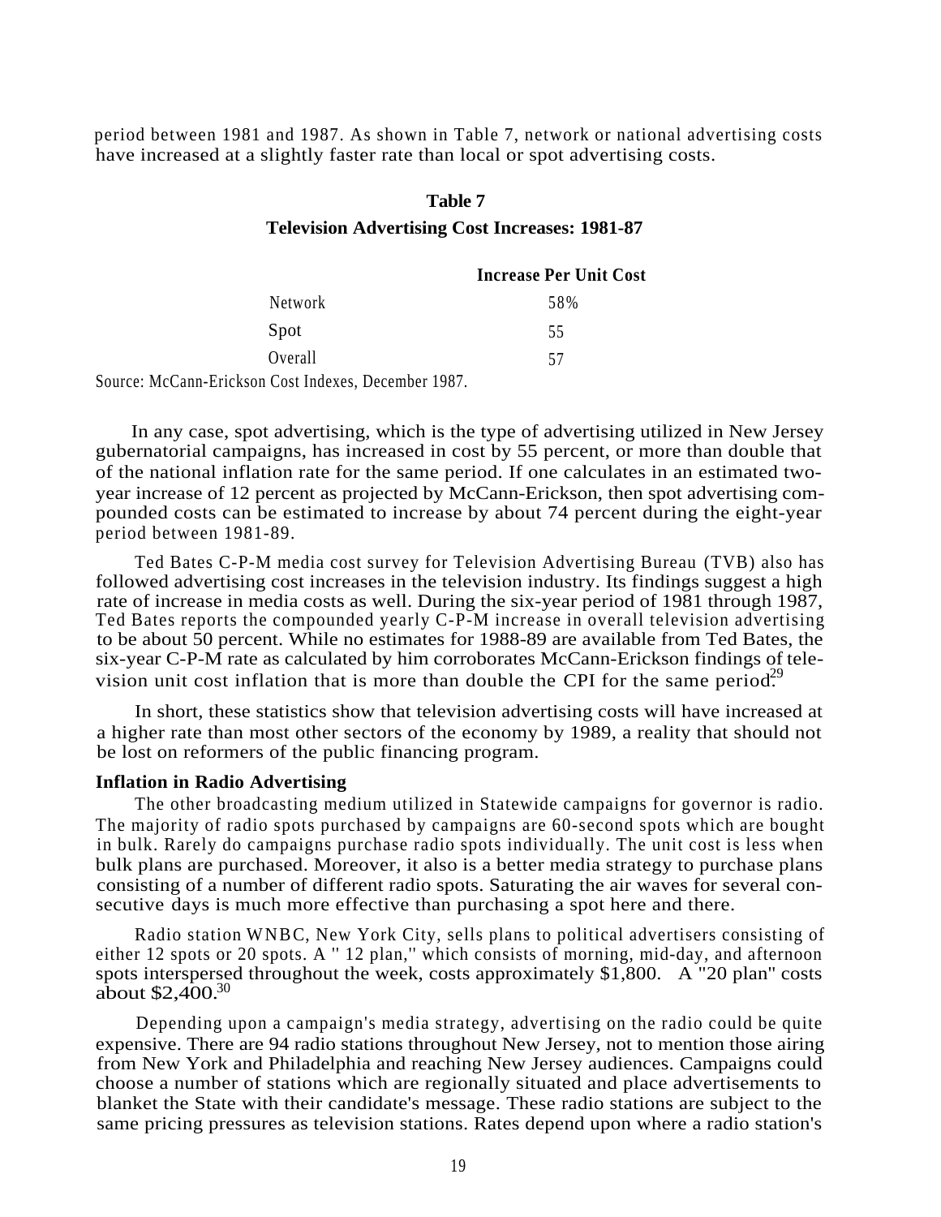period between 1981 and 1987. As shown in Table 7, network or national advertising costs have increased at a slightly faster rate than local or spot advertising costs.

**Table 7**

**Television Advertising Cost Increases: 1981-87**

| | Increase Per Unit Cost |
|---|---|
| Network | 58% |
| Spot | 55 |
| Overall | 57 |

Source: McCann-Erickson Cost Indexes, December 1987.

In any case, spot advertising, which is the type of advertising utilized in New Jersey gubernatorial campaigns, has increased in cost by 55 percent, or more than double that of the national inflation rate for the same period. If one calculates in an estimated two-year increase of 12 percent as projected by McCann-Erickson, then spot advertising compounded costs can be estimated to increase by about 74 percent during the eight-year period between 1981-89.

Ted Bates C-P-M media cost survey for Television Advertising Bureau (TVB) also has followed advertising cost increases in the television industry. Its findings suggest a high rate of increase in media costs as well. During the six-year period of 1981 through 1987, Ted Bates reports the compounded yearly C-P-M increase in overall television advertising to be about 50 percent. While no estimates for 1988-89 are available from Ted Bates, the six-year C-P-M rate as calculated by him corroborates McCann-Erickson findings of television unit cost inflation that is more than double the CPI for the same period.[29]

In short, these statistics show that television advertising costs will have increased at a higher rate than most other sectors of the economy by 1989, a reality that should not be lost on reformers of the public financing program.

**Inflation in Radio Advertising**

The other broadcasting medium utilized in Statewide campaigns for governor is radio. The majority of radio spots purchased by campaigns are 60-second spots which are bought in bulk. Rarely do campaigns purchase radio spots individually. The unit cost is less when bulk plans are purchased. Moreover, it also is a better media strategy to purchase plans consisting of a number of different radio spots. Saturating the air waves for several consecutive days is much more effective than purchasing a spot here and there.

Radio station WNBC, New York City, sells plans to political advertisers consisting of either 12 spots or 20 spots. A "12 plan," which consists of morning, mid-day, and afternoon spots interspersed throughout the week, costs approximately $1,800. A "20 plan" costs about $2,400.[30]

Depending upon a campaign's media strategy, advertising on the radio could be quite expensive. There are 94 radio stations throughout New Jersey, not to mention those airing from New York and Philadelphia and reaching New Jersey audiences. Campaigns could choose a number of stations which are regionally situated and place advertisements to blanket the State with their candidate's message. These radio stations are subject to the same pricing pressures as television stations. Rates depend upon where a radio station's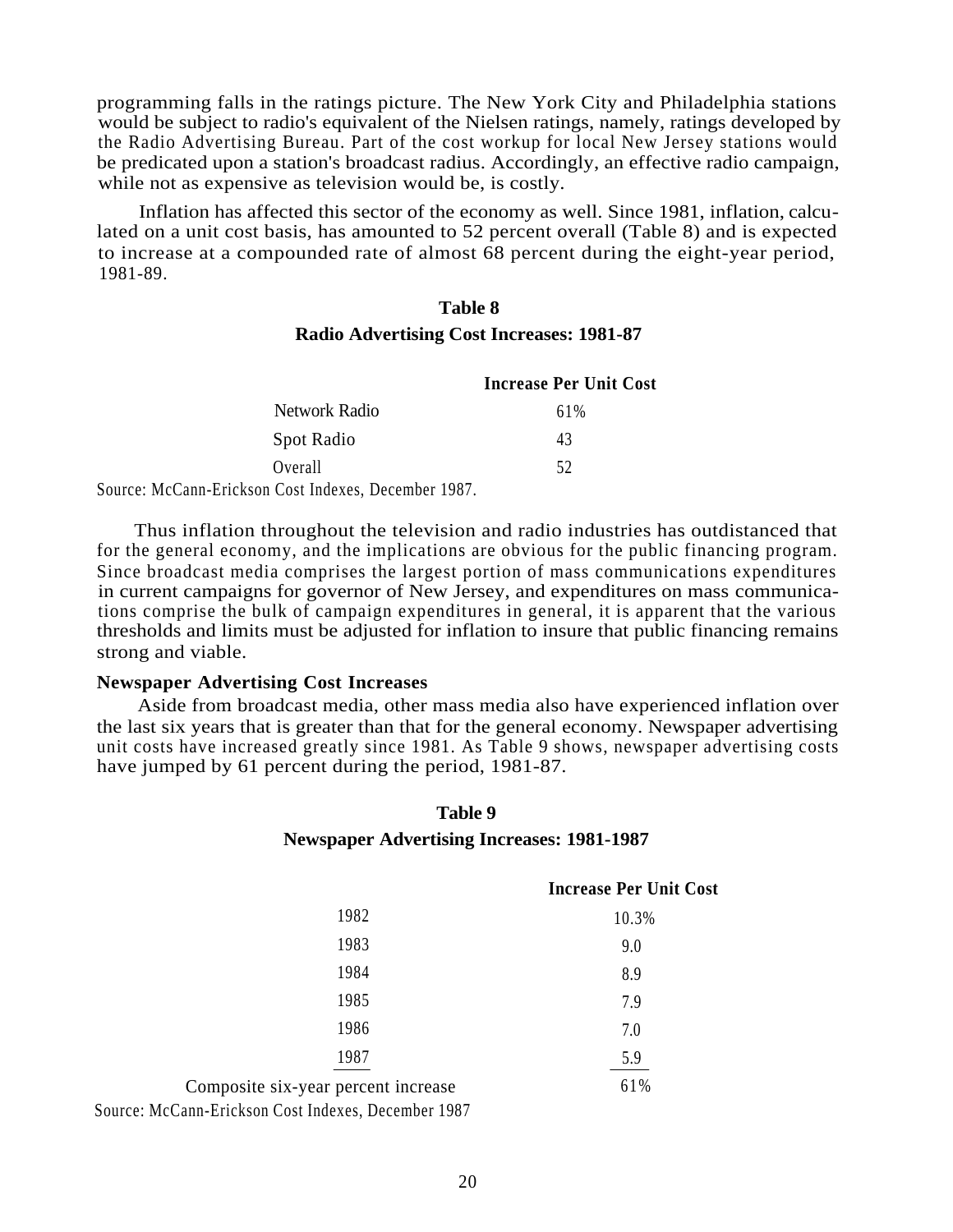programming falls in the ratings picture. The New York City and Philadelphia stations would be subject to radio's equivalent of the Nielsen ratings, namely, ratings developed by the Radio Advertising Bureau. Part of the cost workup for local New Jersey stations would be predicated upon a station's broadcast radius. Accordingly, an effective radio campaign, while not as expensive as television would be, is costly.

Inflation has affected this sector of the economy as well. Since 1981, inflation, calculated on a unit cost basis, has amounted to 52 percent overall (Table 8) and is expected to increase at a compounded rate of almost 68 percent during the eight-year period, 1981-89.

**Table 8**

**Radio Advertising Cost Increases: 1981-87**

| | Increase Per Unit Cost |
|---|---|
| Network Radio | 61% |
| Spot Radio | 43 |
| Overall | 52 |

Source: McCann-Erickson Cost Indexes, December 1987.

Thus inflation throughout the television and radio industries has outdistanced that for the general economy, and the implications are obvious for the public financing program. Since broadcast media comprises the largest portion of mass communications expenditures in current campaigns for governor of New Jersey, and expenditures on mass communications comprise the bulk of campaign expenditures in general, it is apparent that the various thresholds and limits must be adjusted for inflation to insure that public financing remains strong and viable.

**Newspaper Advertising Cost Increases**

Aside from broadcast media, other mass media also have experienced inflation over the last six years that is greater than that for the general economy. Newspaper advertising unit costs have increased greatly since 1981. As Table 9 shows, newspaper advertising costs have jumped by 61 percent during the period, 1981-87.

**Table 9**

**Newspaper Advertising Increases: 1981-1987**

| | Increase Per Unit Cost |
|---|---|
| 1982 | 10.3% |
| 1983 | 9.0 |
| 1984 | 8.9 |
| 1985 | 7.9 |
| 1986 | 7.0 |
| 1987 | 5.9 |
| Composite six-year percent increase | 61% |

Source: McCann-Erickson Cost Indexes, December 1987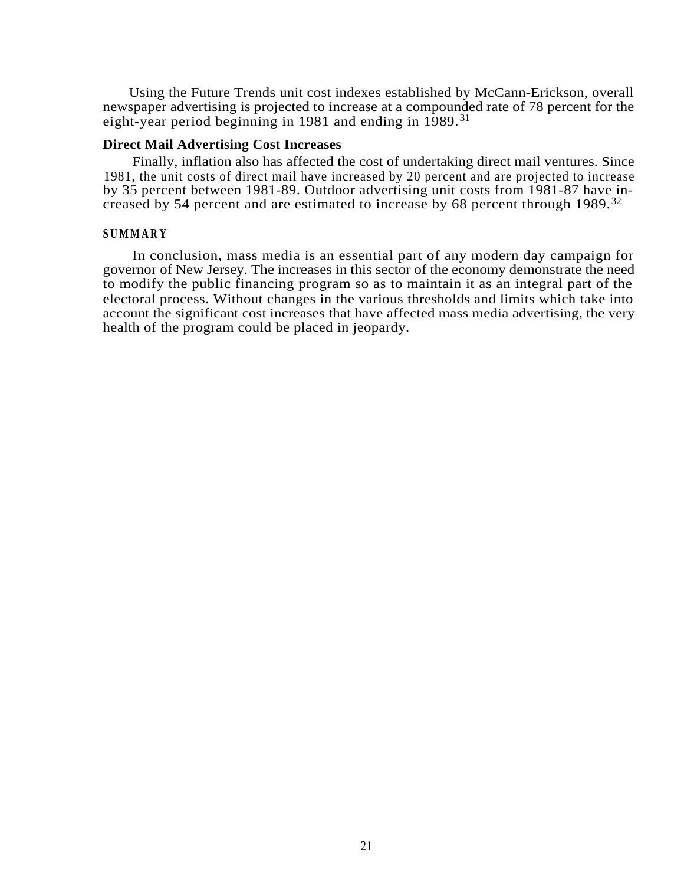Using the Future Trends unit cost indexes established by McCann-Erickson, overall newspaper advertising is projected to increase at a compounded rate of 78 percent for the eight-year period beginning in 1981 and ending in 1989.[31]

### Direct Mail Advertising Cost Increases

Finally, inflation also has affected the cost of undertaking direct mail ventures. Since 1981, the unit costs of direct mail have increased by 20 percent and are projected to increase by 35 percent between 1981-89. Outdoor advertising unit costs from 1981-87 have increased by 54 percent and are estimated to increase by 68 percent through 1989.[32]

### SUMMARY

In conclusion, mass media is an essential part of any modern day campaign for governor of New Jersey. The increases in this sector of the economy demonstrate the need to modify the public financing program so as to maintain it as an integral part of the electoral process. Without changes in the various thresholds and limits which take into account the significant cost increases that have affected mass media advertising, the very health of the program could be placed in jeopardy.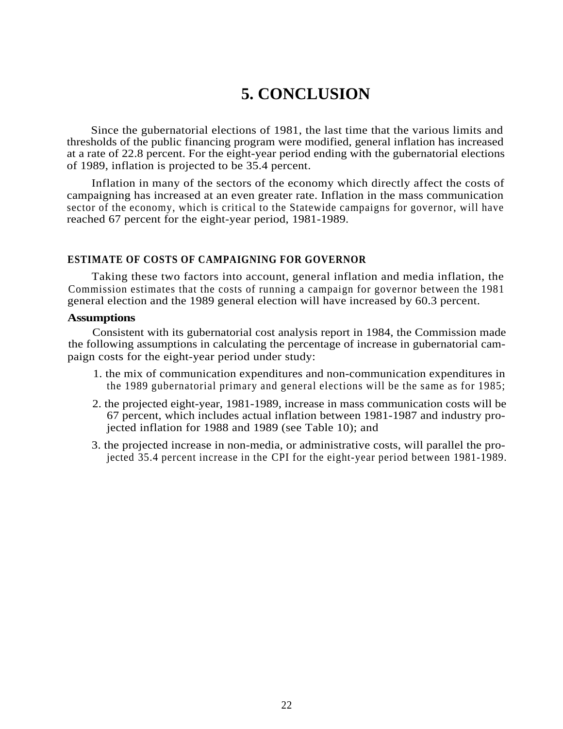# 5. CONCLUSION

Since the gubernatorial elections of 1981, the last time that the various limits and thresholds of the public financing program were modified, general inflation has increased at a rate of 22.8 percent. For the eight-year period ending with the gubernatorial elections of 1989, inflation is projected to be 35.4 percent.

Inflation in many of the sectors of the economy which directly affect the costs of campaigning has increased at an even greater rate. Inflation in the mass communication sector of the economy, which is critical to the Statewide campaigns for governor, will have reached 67 percent for the eight-year period, 1981-1989.

### ESTIMATE OF COSTS OF CAMPAIGNING FOR GOVERNOR

Taking these two factors into account, general inflation and media inflation, the Commission estimates that the costs of running a campaign for governor between the 1981 general election and the 1989 general election will have increased by 60.3 percent.

**Assumptions**

Consistent with its gubernatorial cost analysis report in 1984, the Commission made the following assumptions in calculating the percentage of increase in gubernatorial campaign costs for the eight-year period under study:

1. the mix of communication expenditures and non-communication expenditures in the 1989 gubernatorial primary and general elections will be the same as for 1985;
2. the projected eight-year, 1981-1989, increase in mass communication costs will be 67 percent, which includes actual inflation between 1981-1987 and industry projected inflation for 1988 and 1989 (see Table 10); and
3. the projected increase in non-media, or administrative costs, will parallel the projected 35.4 percent increase in the CPI for the eight-year period between 1981-1989.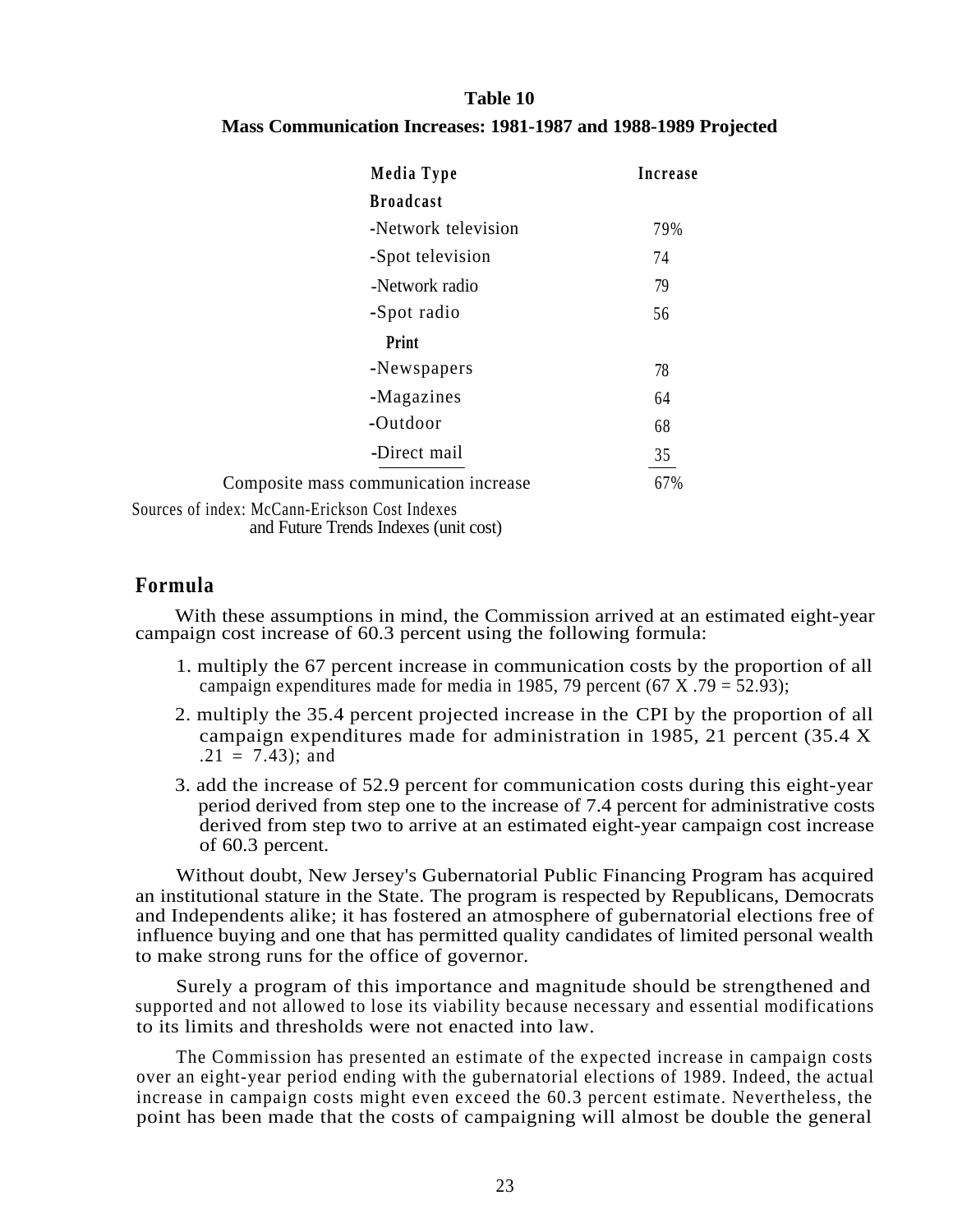**Table 10**

**Mass Communication Increases: 1981-1987 and 1988-1989 Projected**

| Media Type | Increase |
|---|---|
| **Broadcast** | |
| -Network television | 79% |
| -Spot television | 74 |
| -Network radio | 79 |
| -Spot radio | 56 |
| **Print** | |
| -Newspapers | 78 |
| -Magazines | 64 |
| -Outdoor | 68 |
| -Direct mail | 35 |
| Composite mass communication increase | 67% |

Sources of index: McCann-Erickson Cost Indexes and Future Trends Indexes (unit cost)

## Formula

With these assumptions in mind, the Commission arrived at an estimated eight-year campaign cost increase of 60.3 percent using the following formula:

1. multiply the 67 percent increase in communication costs by the proportion of all campaign expenditures made for media in 1985, 79 percent (67 X .79 = 52.93);
2. multiply the 35.4 percent projected increase in the CPI by the proportion of all campaign expenditures made for administration in 1985, 21 percent (35.4 X .21 = 7.43); and
3. add the increase of 52.9 percent for communication costs during this eight-year period derived from step one to the increase of 7.4 percent for administrative costs derived from step two to arrive at an estimated eight-year campaign cost increase of 60.3 percent.

Without doubt, New Jersey's Gubernatorial Public Financing Program has acquired an institutional stature in the State. The program is respected by Republicans, Democrats and Independents alike; it has fostered an atmosphere of gubernatorial elections free of influence buying and one that has permitted quality candidates of limited personal wealth to make strong runs for the office of governor.

Surely a program of this importance and magnitude should be strengthened and supported and not allowed to lose its viability because necessary and essential modifications to its limits and thresholds were not enacted into law.

The Commission has presented an estimate of the expected increase in campaign costs over an eight-year period ending with the gubernatorial elections of 1989. Indeed, the actual increase in campaign costs might even exceed the 60.3 percent estimate. Nevertheless, the point has been made that the costs of campaigning will almost be double the general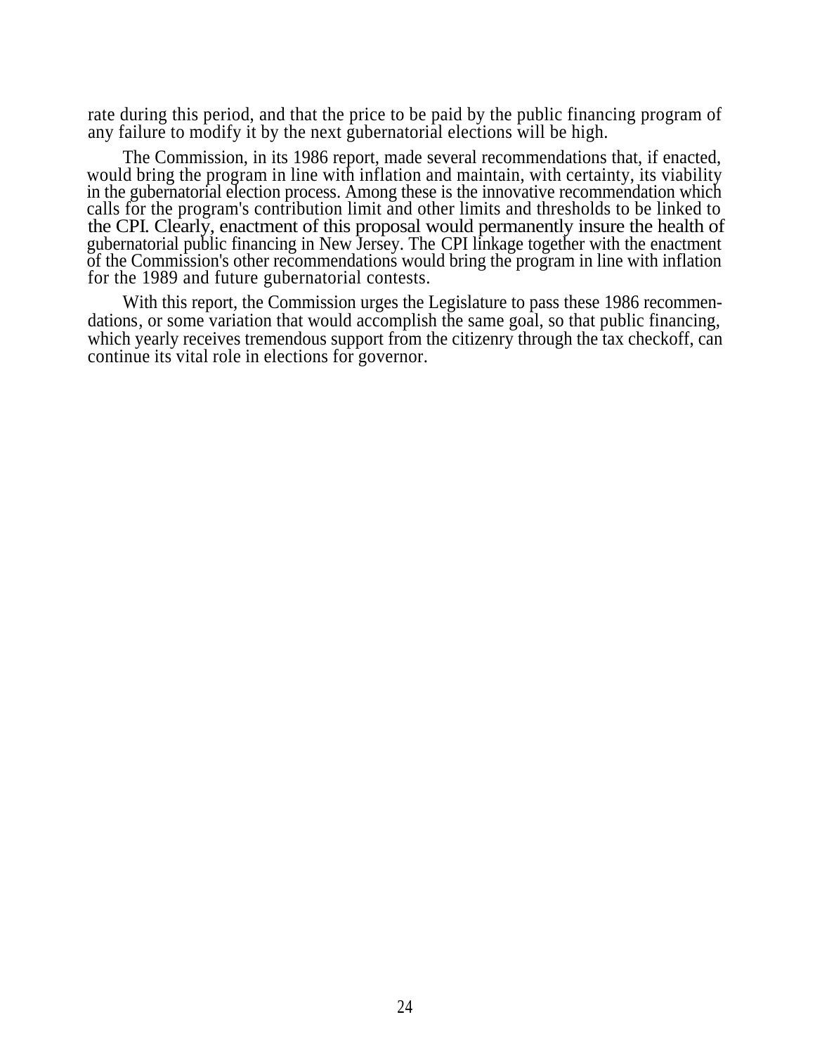rate during this period, and that the price to be paid by the public financing program of any failure to modify it by the next gubernatorial elections will be high.

The Commission, in its 1986 report, made several recommendations that, if enacted, would bring the program in line with inflation and maintain, with certainty, its viability in the gubernatorial election process. Among these is the innovative recommendation which calls for the program's contribution limit and other limits and thresholds to be linked to the CPI. Clearly, enactment of this proposal would permanently insure the health of gubernatorial public financing in New Jersey. The CPI linkage together with the enactment of the Commission's other recommendations would bring the program in line with inflation for the 1989 and future gubernatorial contests.

With this report, the Commission urges the Legislature to pass these 1986 recommendations, or some variation that would accomplish the same goal, so that public financing, which yearly receives tremendous support from the citizenry through the tax checkoff, can continue its vital role in elections for governor.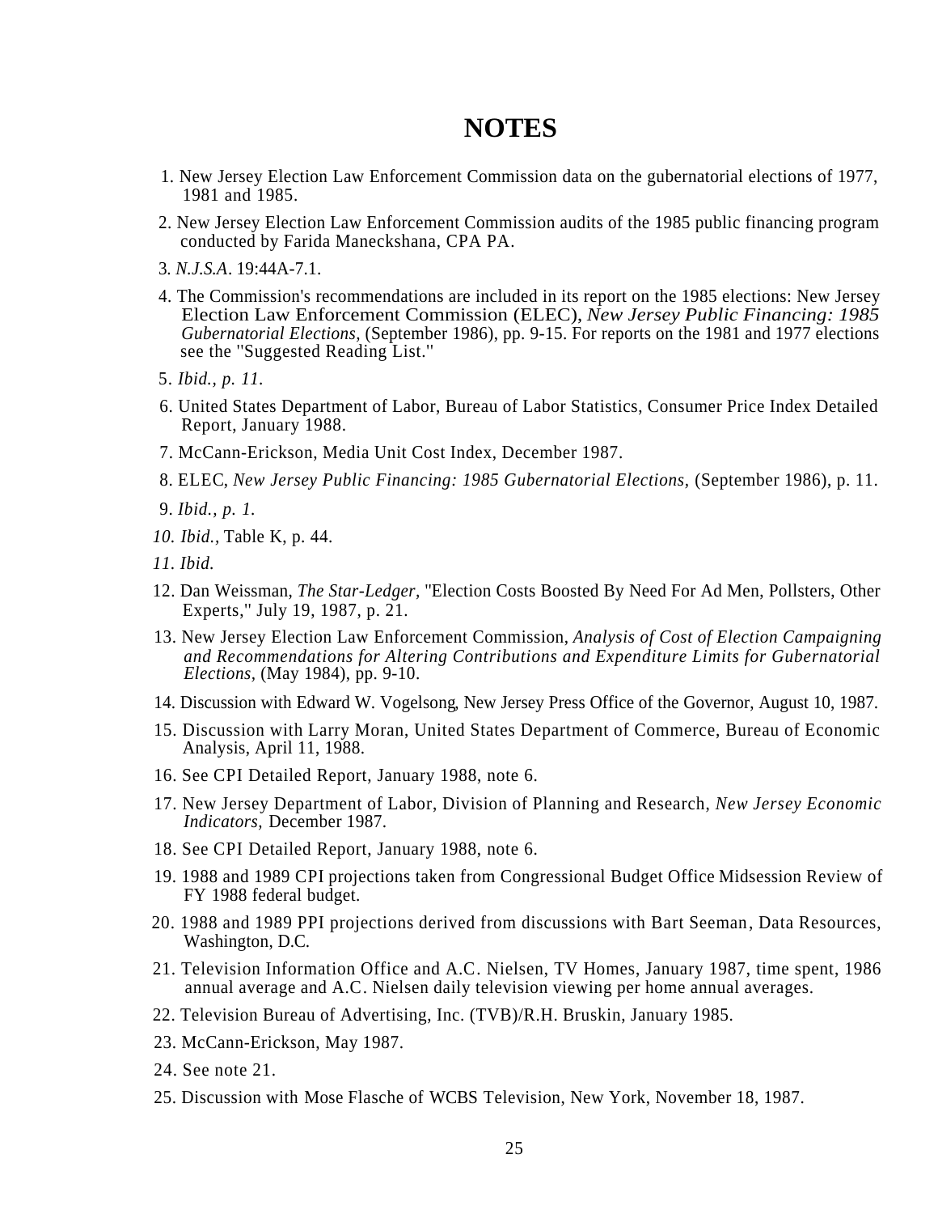# NOTES

1. New Jersey Election Law Enforcement Commission data on the gubernatorial elections of 1977, 1981 and 1985.
2. New Jersey Election Law Enforcement Commission audits of the 1985 public financing program conducted by Farida Maneckshana, CPA PA.
3. *N.J.S.A*. 19:44A-7.1.
4. The Commission's recommendations are included in its report on the 1985 elections: New Jersey Election Law Enforcement Commission (ELEC), *New Jersey Public Financing: 1985 Gubernatorial Elections,* (September 1986), pp. 9-15. For reports on the 1981 and 1977 elections see the "Suggested Reading List."
5. *Ibid., p. 11.*
6. United States Department of Labor, Bureau of Labor Statistics, Consumer Price Index Detailed Report, January 1988.
7. McCann-Erickson, Media Unit Cost Index, December 1987.
8. ELEC, *New Jersey Public Financing: 1985 Gubernatorial Elections*, (September 1986), p. 11.
9. *Ibid., p. 1.*
10. *Ibid.*, Table K, p. 44.
11. *Ibid.*
12. Dan Weissman, *The Star-Ledger*, "Election Costs Boosted By Need For Ad Men, Pollsters, Other Experts," July 19, 1987, p. 21.
13. New Jersey Election Law Enforcement Commission, *Analysis of Cost of Election Campaigning and Recommendations for Altering Contributions and Expenditure Limits for Gubernatorial Elections,* (May 1984), pp. 9-10.
14. Discussion with Edward W. Vogelsong, New Jersey Press Office of the Governor, August 10, 1987.
15. Discussion with Larry Moran, United States Department of Commerce, Bureau of Economic Analysis, April 11, 1988.
16. See CPI Detailed Report, January 1988, note 6.
17. New Jersey Department of Labor, Division of Planning and Research, *New Jersey Economic Indicators,* December 1987.
18. See CPI Detailed Report, January 1988, note 6.
19. 1988 and 1989 CPI projections taken from Congressional Budget Office Midsession Review of FY 1988 federal budget.
20. 1988 and 1989 PPI projections derived from discussions with Bart Seeman, Data Resources, Washington, D.C.
21. Television Information Office and A.C. Nielsen, TV Homes, January 1987, time spent, 1986 annual average and A.C. Nielsen daily television viewing per home annual averages.
22. Television Bureau of Advertising, Inc. (TVB)/R.H. Bruskin, January 1985.
23. McCann-Erickson, May 1987.
24. See note 21.
25. Discussion with Mose Flasche of WCBS Television, New York, November 18, 1987.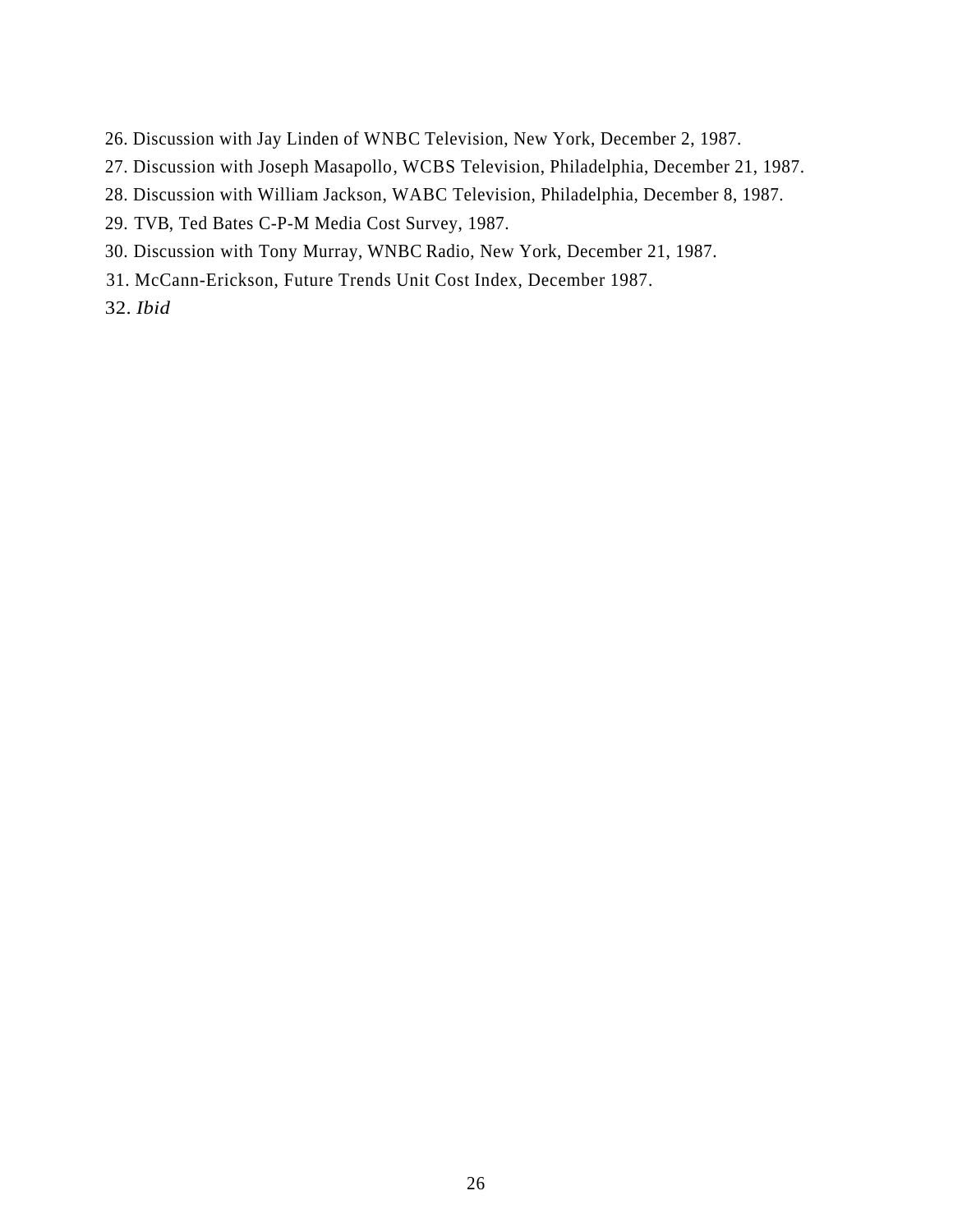26. Discussion with Jay Linden of WNBC Television, New York, December 2, 1987.
27. Discussion with Joseph Masapollo, WCBS Television, Philadelphia, December 21, 1987.
28. Discussion with William Jackson, WABC Television, Philadelphia, December 8, 1987.
29. TVB, Ted Bates C-P-M Media Cost Survey, 1987.
30. Discussion with Tony Murray, WNBC Radio, New York, December 21, 1987.
31. McCann-Erickson, Future Trends Unit Cost Index, December 1987.
32. *Ibid*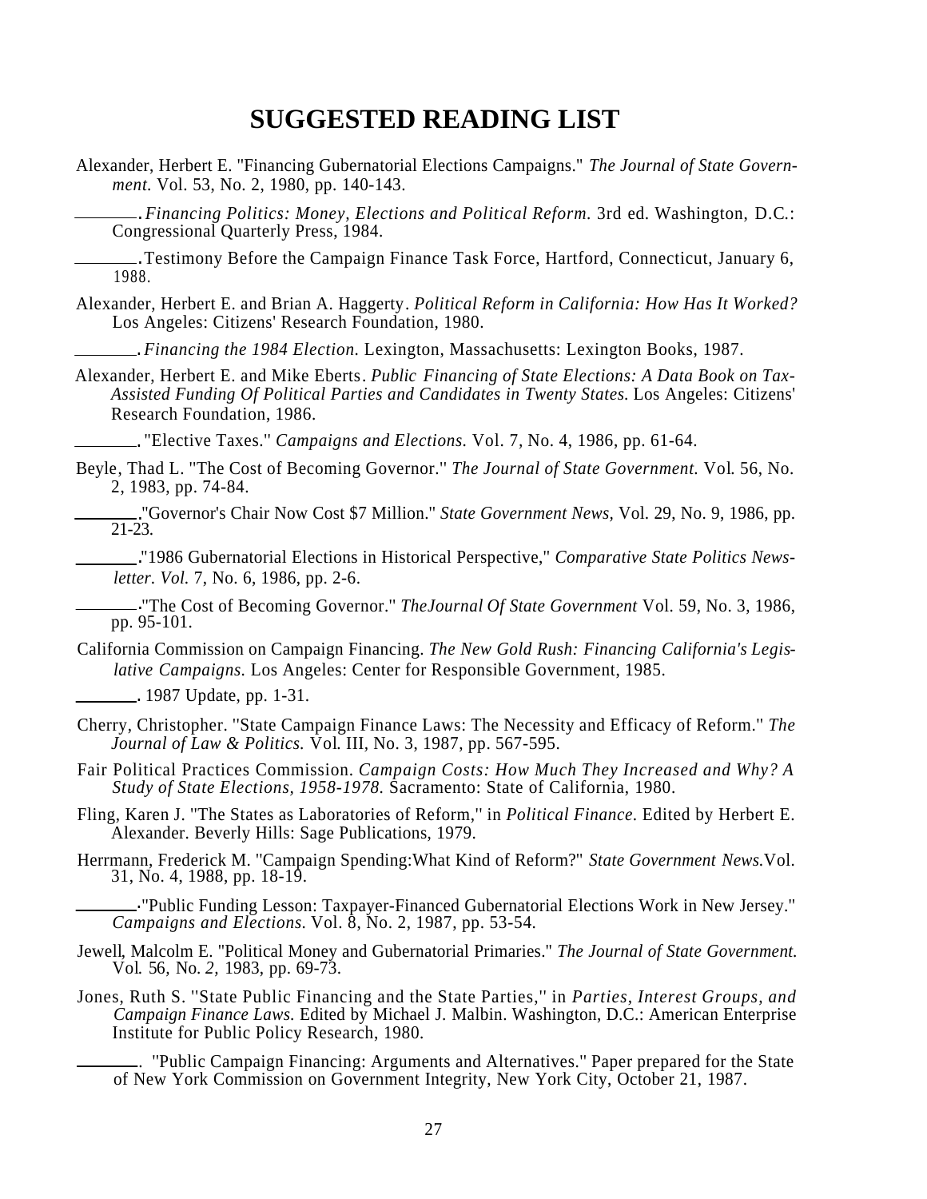# SUGGESTED READING LIST

Alexander, Herbert E. "Financing Gubernatorial Elections Campaigns." *The Journal of State Government.* Vol. 53, No. 2, 1980, pp. 140-143.

_______. *Financing Politics: Money, Elections and Political Reform.* 3rd ed. Washington, D.C.: Congressional Quarterly Press, 1984.

_______. Testimony Before the Campaign Finance Task Force, Hartford, Connecticut, January 6, 1988.

Alexander, Herbert E. and Brian A. Haggerty. *Political Reform in California: How Has It Worked?* Los Angeles: Citizens' Research Foundation, 1980.

_______. *Financing the 1984 Election.* Lexington, Massachusetts: Lexington Books, 1987.

Alexander, Herbert E. and Mike Eberts. *Public Financing of State Elections: A Data Book on Tax-Assisted Funding Of Political Parties and Candidates in Twenty States.* Los Angeles: Citizens' Research Foundation, 1986.

_______. "Elective Taxes." *Campaigns and Elections.* Vol. 7, No. 4, 1986, pp. 61-64.

Beyle, Thad L. "The Cost of Becoming Governor." *The Journal of State Government.* Vol. 56, No. 2, 1983, pp. 74-84.

_______. "Governor's Chair Now Cost $7 Million." *State Government News,* Vol. 29, No. 9, 1986, pp. 21-23.

_______. "1986 Gubernatorial Elections in Historical Perspective," *Comparative State Politics Newsletter. Vol.* 7, No. 6, 1986, pp. 2-6.

_______. "The Cost of Becoming Governor." *TheJournal Of State Government* Vol. 59, No. 3, 1986, pp. 95-101.

California Commission on Campaign Financing. *The New Gold Rush: Financing California's Legislative Campaigns.* Los Angeles: Center for Responsible Government, 1985.

_______. 1987 Update, pp. 1-31.

Cherry, Christopher. "State Campaign Finance Laws: The Necessity and Efficacy of Reform." *The Journal of Law & Politics.* Vol. III, No. 3, 1987, pp. 567-595.

Fair Political Practices Commission. *Campaign Costs: How Much They Increased and Why? A Study of State Elections, 1958-1978.* Sacramento: State of California, 1980.

Fling, Karen J. "The States as Laboratories of Reform," in *Political Finance.* Edited by Herbert E. Alexander. Beverly Hills: Sage Publications, 1979.

Herrmann, Frederick M. "Campaign Spending:What Kind of Reform?" *State Government News.*Vol. 31, No. 4, 1988, pp. 18-19.

_______. "Public Funding Lesson: Taxpayer-Financed Gubernatorial Elections Work in New Jersey." *Campaigns and Elections.* Vol. 8, No. 2, 1987, pp. 53-54.

Jewell, Malcolm E. "Political Money and Gubernatorial Primaries." *The Journal of State Government.* Vol. 56, No. *2,* 1983, pp. 69-73.

Jones, Ruth S. "State Public Financing and the State Parties," in *Parties, Interest Groups, and Campaign Finance Laws.* Edited by Michael J. Malbin. Washington, D.C.: American Enterprise Institute for Public Policy Research, 1980.

_______. "Public Campaign Financing: Arguments and Alternatives." Paper prepared for the State of New York Commission on Government Integrity, New York City, October 21, 1987.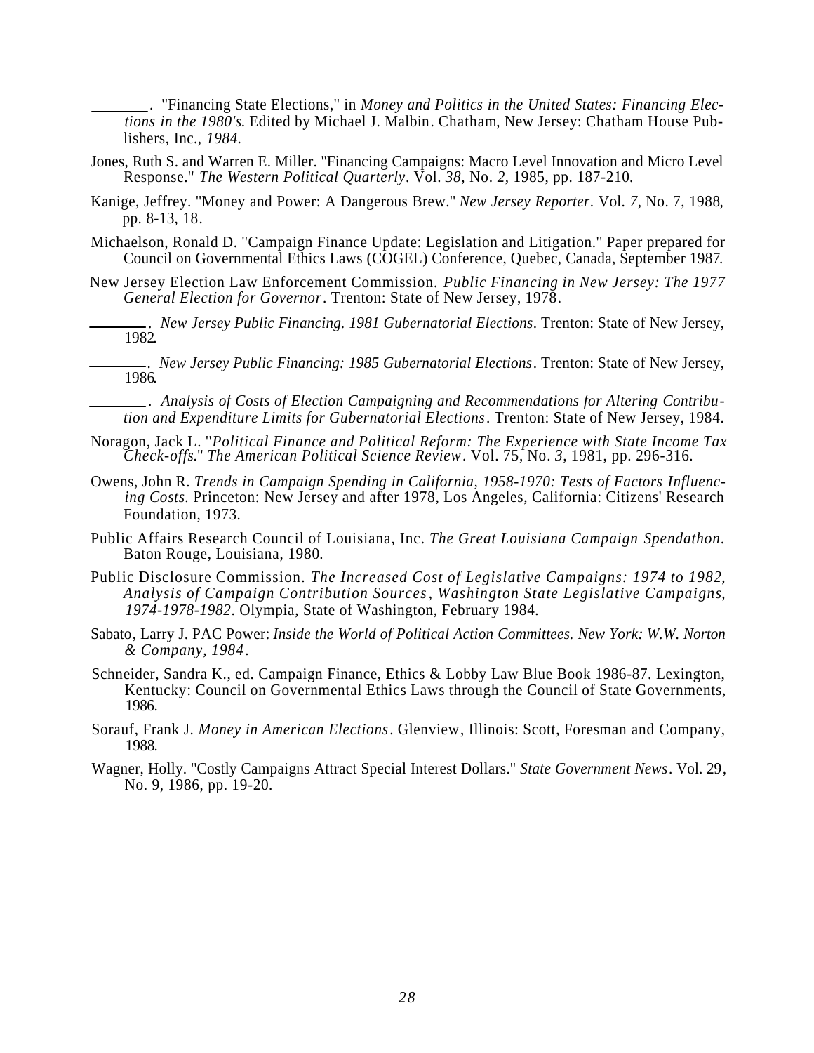________. "Financing State Elections," in *Money and Politics in the United States: Financing Elections in the 1980's.* Edited by Michael J. Malbin. Chatham, New Jersey: Chatham House Publishers, Inc., *1984.*

Jones, Ruth S. and Warren E. Miller. "Financing Campaigns: Macro Level Innovation and Micro Level Response." *The Western Political Quarterly*. Vol. *38,* No. *2,* 1985, pp. 187-210.

Kanige, Jeffrey. "Money and Power: A Dangerous Brew." *New Jersey Reporter.* Vol. *7,* No. 7, 1988, pp. 8-13, 18.

Michaelson, Ronald D. "Campaign Finance Update: Legislation and Litigation." Paper prepared for Council on Governmental Ethics Laws (COGEL) Conference, Quebec, Canada, September 1987.

New Jersey Election Law Enforcement Commission. *Public Financing in New Jersey: The 1977 General Election for Governor*. Trenton: State of New Jersey, 1978.

________. *New Jersey Public Financing. 1981 Gubernatorial Elections*. Trenton: State of New Jersey, 1982.

________. *New Jersey Public Financing: 1985 Gubernatorial Elections*. Trenton: State of New Jersey, 1986.

________. *Analysis of Costs of Election Campaigning and Recommendations for Altering Contribution and Expenditure Limits for Gubernatorial Elections*. Trenton: State of New Jersey, 1984.

Noragon, Jack L. "*Political Finance and Political Reform: The Experience with State Income Tax Check-offs.*" *The American Political Science Review*. Vol. 75, No. *3,* 1981, pp. 296-316.

Owens, John R. *Trends in Campaign Spending in California, 1958-1970: Tests of Factors Influencing Costs.* Princeton: New Jersey and after 1978, Los Angeles, California: Citizens' Research Foundation, 1973.

Public Affairs Research Council of Louisiana, Inc. *The Great Louisiana Campaign Spendathon*. Baton Rouge, Louisiana, 1980.

Public Disclosure Commission. *The Increased Cost of Legislative Campaigns: 1974 to 1982, Analysis of Campaign Contribution Sources, Washington State Legislative Campaigns, 1974-1978-1982*. Olympia, State of Washington, February 1984.

Sabato, Larry J. PAC Power: *Inside the World of Political Action Committees. New York: W.W. Norton & Company, 1984*.

Schneider, Sandra K., ed. Campaign Finance, Ethics & Lobby Law Blue Book 1986-87. Lexington, Kentucky: Council on Governmental Ethics Laws through the Council of State Governments, 1986.

Sorauf, Frank J. *Money in American Elections*. Glenview, Illinois: Scott, Foresman and Company, 1988.

Wagner, Holly. "Costly Campaigns Attract Special Interest Dollars." *State Government News*. Vol. 29, No. 9, 1986, pp. 19-20.